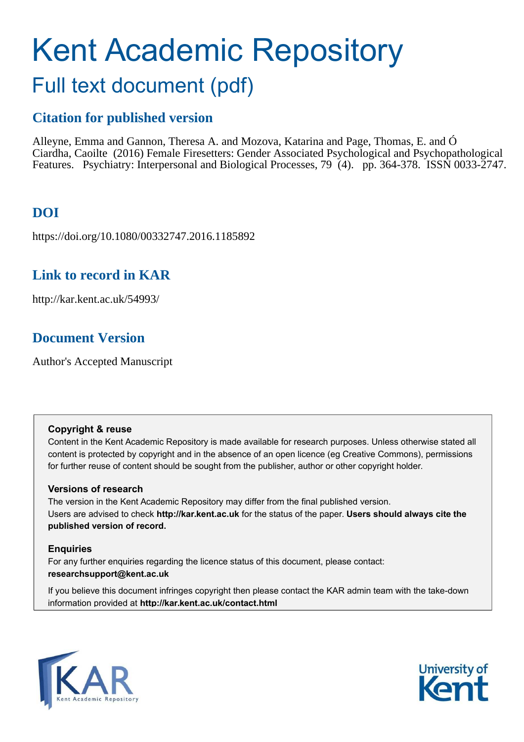# Kent Academic Repository

## Full text document (pdf)

### Citation for published version

Alleyne, Emma and Gannon, Theresa A. and Mozova, Katarina and Page, Thomas, E. and Ó Ciardha, Caoilte (2016) Female Firesetters: Gender Associated Psychological and Psychopathological Features. Psychiatry: Interpersonal and Biological Processes, 79 (4). pp. 364-378. ISSN 0033-2747.

### DOI

https://doi.org/10.1080/00332747.2016.1185892

### Link to record in KAR

http://kar.kent.ac.uk/54993/

### Document Version

Author's Accepted Manuscript

**Copyright & reuse**

Content in the Kent Academic Repository is made available for research purposes. Unless otherwise stated all content is protected by copyright and in the absence of an open licence (eg Creative Commons), permissions for further reuse of content should be sought from the publisher, author or other copyright holder.

**Versions of research**

The version in the Kent Academic Repository may differ from the final published version.
Users are advised to check **http://kar.kent.ac.uk** for the status of the paper. **Users should always cite the published version of record.**

**Enquiries**

For any further enquiries regarding the licence status of this document, please contact:
**researchsupport@kent.ac.uk**

If you believe this document infringes copyright then please contact the KAR admin team with the take-down information provided at **http://kar.kent.ac.uk/contact.html**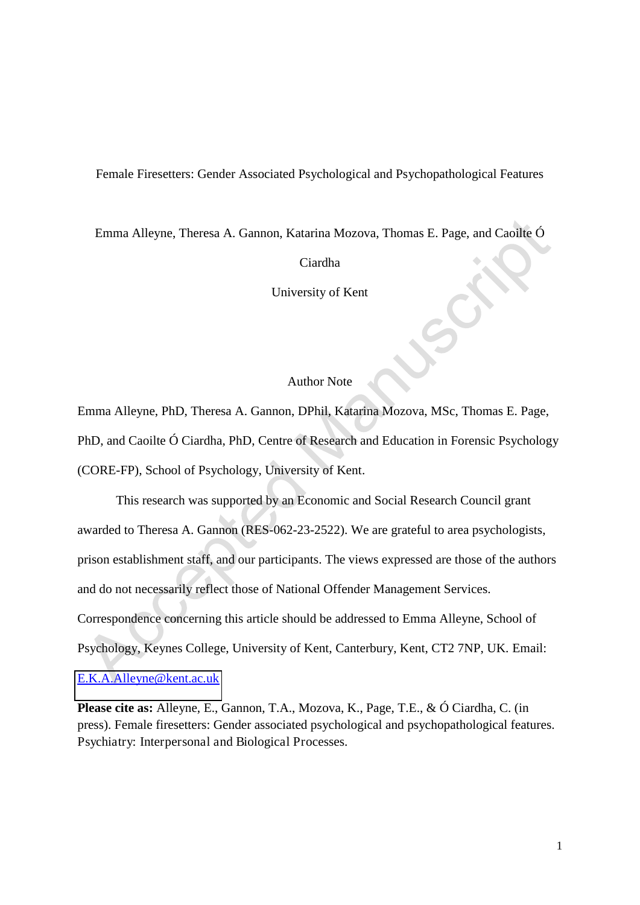Female Firesetters: Gender Associated Psychological and Psychopathological Features

Emma Alleyne, Theresa A. Gannon, Katarina Mozova, Thomas E. Page, and Caoilte Ó Ciardha

University of Kent

Author Note

Emma Alleyne, PhD, Theresa A. Gannon, DPhil, Katarina Mozova, MSc, Thomas E. Page, PhD, and Caoilte Ó Ciardha, PhD, Centre of Research and Education in Forensic Psychology (CORE-FP), School of Psychology, University of Kent.

This research was supported by an Economic and Social Research Council grant awarded to Theresa A. Gannon (RES-062-23-2522). We are grateful to area psychologists, prison establishment staff, and our participants. The views expressed are those of the authors and do not necessarily reflect those of National Offender Management Services.

Correspondence concerning this article should be addressed to Emma Alleyne, School of Psychology, Keynes College, University of Kent, Canterbury, Kent, CT2 7NP, UK. Email: E.K.A.Alleyne@kent.ac.uk

**Please cite as:** Alleyne, E., Gannon, T.A., Mozova, K., Page, T.E., & Ó Ciardha, C. (in press). Female firesetters: Gender associated psychological and psychopathological features. Psychiatry: Interpersonal and Biological Processes.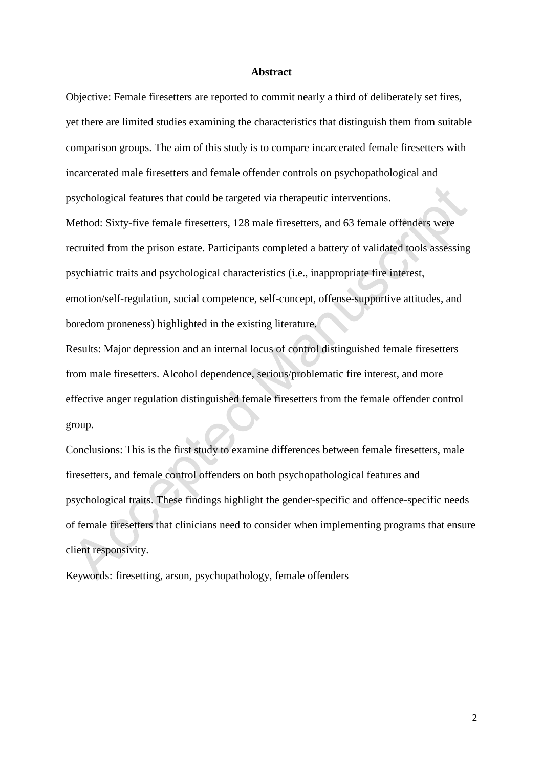# Abstract

Objective: Female firesetters are reported to commit nearly a third of deliberately set fires, yet there are limited studies examining the characteristics that distinguish them from suitable comparison groups. The aim of this study is to compare incarcerated female firesetters with incarcerated male firesetters and female offender controls on psychopathological and psychological features that could be targeted via therapeutic interventions.

Method: Sixty-five female firesetters, 128 male firesetters, and 63 female offenders were recruited from the prison estate. Participants completed a battery of validated tools assessing psychiatric traits and psychological characteristics (i.e., inappropriate fire interest, emotion/self-regulation, social competence, self-concept, offense-supportive attitudes, and boredom proneness) highlighted in the existing literature.

Results: Major depression and an internal locus of control distinguished female firesetters from male firesetters. Alcohol dependence, serious/problematic fire interest, and more effective anger regulation distinguished female firesetters from the female offender control group.

Conclusions: This is the first study to examine differences between female firesetters, male firesetters, and female control offenders on both psychopathological features and psychological traits. These findings highlight the gender-specific and offence-specific needs of female firesetters that clinicians need to consider when implementing programs that ensure client responsivity.

Keywords: firesetting, arson, psychopathology, female offenders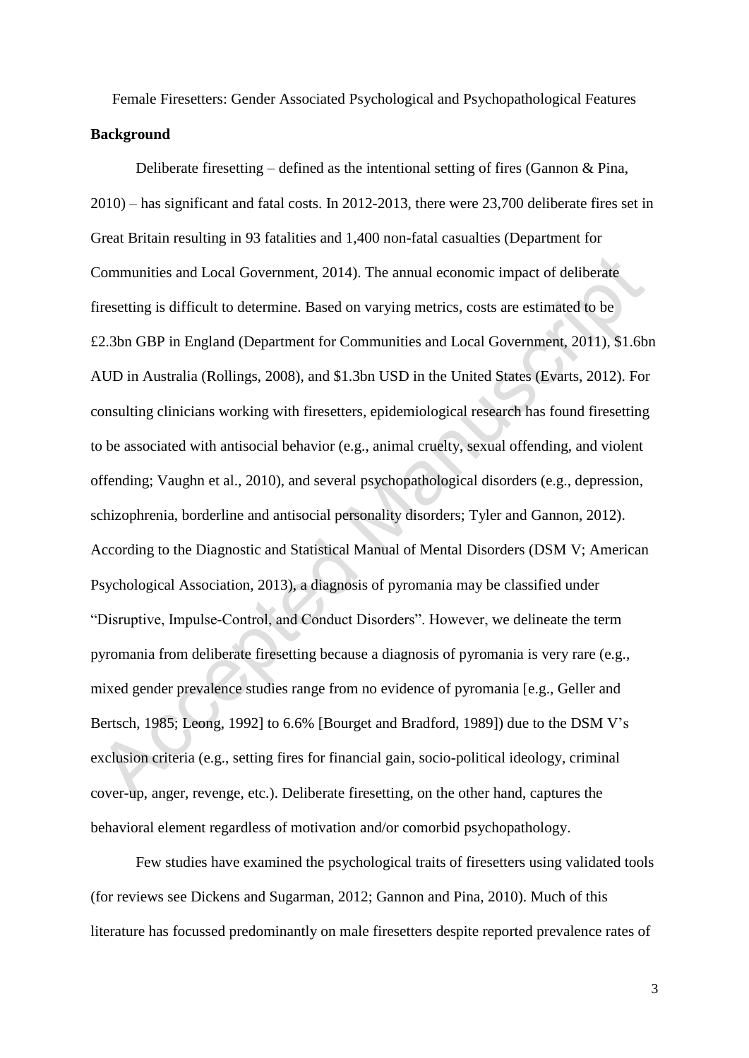Female Firesetters: Gender Associated Psychological and Psychopathological Features

**Background**

Deliberate firesetting – defined as the intentional setting of fires (Gannon & Pina, 2010) – has significant and fatal costs. In 2012-2013, there were 23,700 deliberate fires set in Great Britain resulting in 93 fatalities and 1,400 non-fatal casualties (Department for Communities and Local Government, 2014). The annual economic impact of deliberate firesetting is difficult to determine. Based on varying metrics, costs are estimated to be £2.3bn GBP in England (Department for Communities and Local Government, 2011), $1.6bn AUD in Australia (Rollings, 2008), and $1.3bn USD in the United States (Evarts, 2012). For consulting clinicians working with firesetters, epidemiological research has found firesetting to be associated with antisocial behavior (e.g., animal cruelty, sexual offending, and violent offending; Vaughn et al., 2010), and several psychopathological disorders (e.g., depression, schizophrenia, borderline and antisocial personality disorders; Tyler and Gannon, 2012). According to the Diagnostic and Statistical Manual of Mental Disorders (DSM V; American Psychological Association, 2013), a diagnosis of pyromania may be classified under "Disruptive, Impulse-Control, and Conduct Disorders". However, we delineate the term pyromania from deliberate firesetting because a diagnosis of pyromania is very rare (e.g., mixed gender prevalence studies range from no evidence of pyromania [e.g., Geller and Bertsch, 1985; Leong, 1992] to 6.6% [Bourget and Bradford, 1989]) due to the DSM V's exclusion criteria (e.g., setting fires for financial gain, socio-political ideology, criminal cover-up, anger, revenge, etc.). Deliberate firesetting, on the other hand, captures the behavioral element regardless of motivation and/or comorbid psychopathology.

Few studies have examined the psychological traits of firesetters using validated tools (for reviews see Dickens and Sugarman, 2012; Gannon and Pina, 2010). Much of this literature has focussed predominantly on male firesetters despite reported prevalence rates of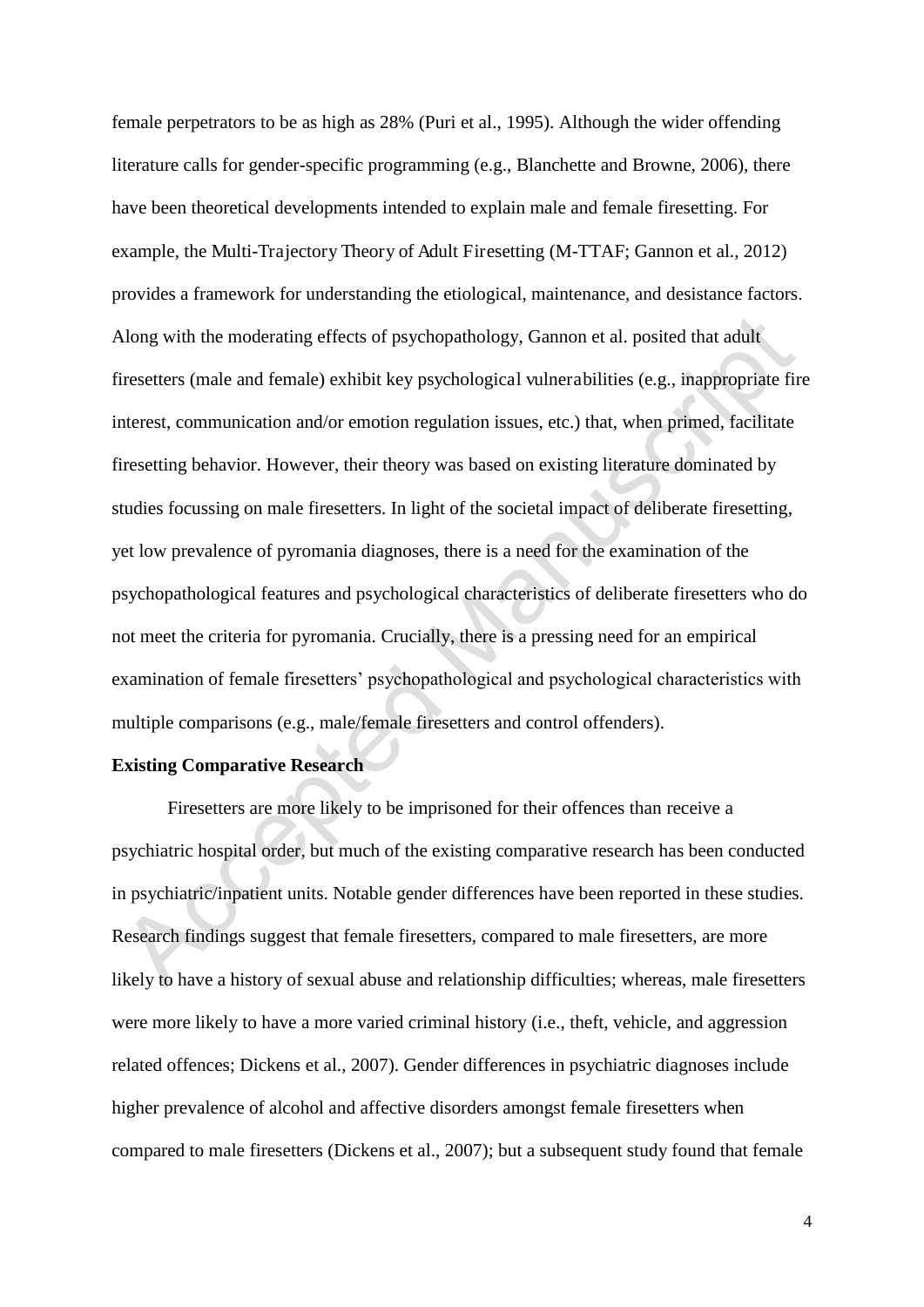female perpetrators to be as high as 28% (Puri et al., 1995). Although the wider offending literature calls for gender-specific programming (e.g., Blanchette and Browne, 2006), there have been theoretical developments intended to explain male and female firesetting. For example, the Multi-Trajectory Theory of Adult Firesetting (M-TTAF; Gannon et al., 2012) provides a framework for understanding the etiological, maintenance, and desistance factors. Along with the moderating effects of psychopathology, Gannon et al. posited that adult firesetters (male and female) exhibit key psychological vulnerabilities (e.g., inappropriate fire interest, communication and/or emotion regulation issues, etc.) that, when primed, facilitate firesetting behavior. However, their theory was based on existing literature dominated by studies focussing on male firesetters. In light of the societal impact of deliberate firesetting, yet low prevalence of pyromania diagnoses, there is a need for the examination of the psychopathological features and psychological characteristics of deliberate firesetters who do not meet the criteria for pyromania. Crucially, there is a pressing need for an empirical examination of female firesetters' psychopathological and psychological characteristics with multiple comparisons (e.g., male/female firesetters and control offenders).

**Existing Comparative Research**

Firesetters are more likely to be imprisoned for their offences than receive a psychiatric hospital order, but much of the existing comparative research has been conducted in psychiatric/inpatient units. Notable gender differences have been reported in these studies. Research findings suggest that female firesetters, compared to male firesetters, are more likely to have a history of sexual abuse and relationship difficulties; whereas, male firesetters were more likely to have a more varied criminal history (i.e., theft, vehicle, and aggression related offences; Dickens et al., 2007). Gender differences in psychiatric diagnoses include higher prevalence of alcohol and affective disorders amongst female firesetters when compared to male firesetters (Dickens et al., 2007); but a subsequent study found that female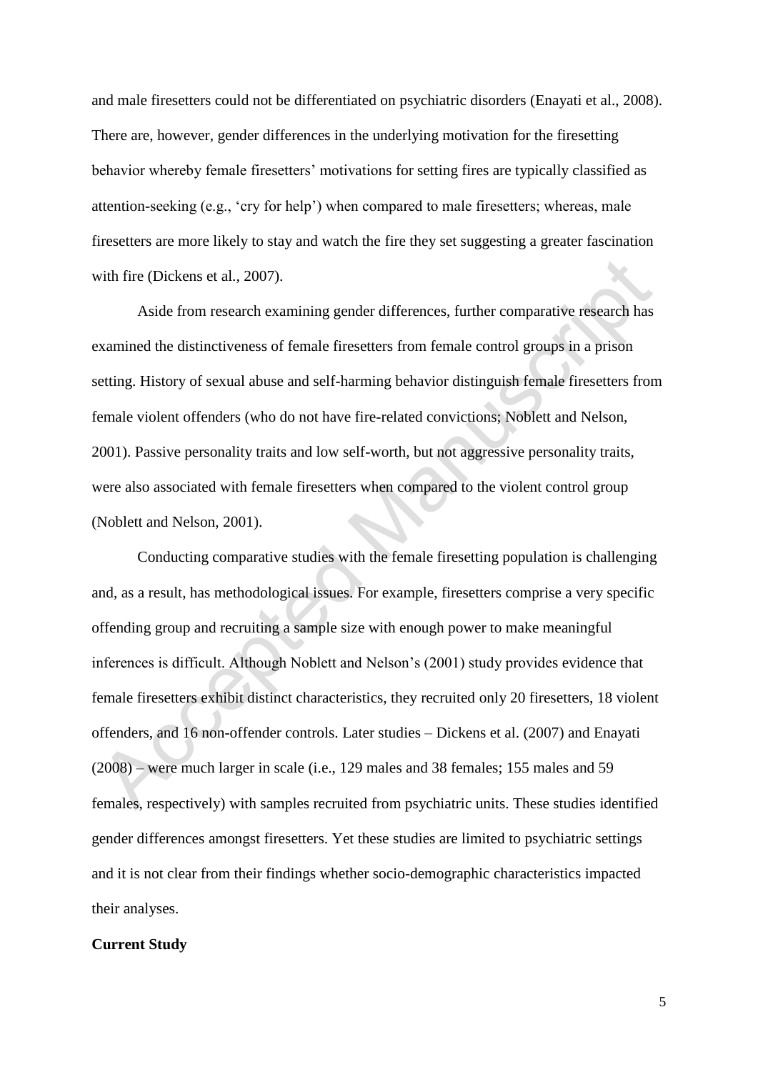and male firesetters could not be differentiated on psychiatric disorders (Enayati et al., 2008). There are, however, gender differences in the underlying motivation for the firesetting behavior whereby female firesetters' motivations for setting fires are typically classified as attention-seeking (e.g., 'cry for help') when compared to male firesetters; whereas, male firesetters are more likely to stay and watch the fire they set suggesting a greater fascination with fire (Dickens et al., 2007).

Aside from research examining gender differences, further comparative research has examined the distinctiveness of female firesetters from female control groups in a prison setting. History of sexual abuse and self-harming behavior distinguish female firesetters from female violent offenders (who do not have fire-related convictions; Noblett and Nelson, 2001). Passive personality traits and low self-worth, but not aggressive personality traits, were also associated with female firesetters when compared to the violent control group (Noblett and Nelson, 2001).

Conducting comparative studies with the female firesetting population is challenging and, as a result, has methodological issues. For example, firesetters comprise a very specific offending group and recruiting a sample size with enough power to make meaningful inferences is difficult. Although Noblett and Nelson's (2001) study provides evidence that female firesetters exhibit distinct characteristics, they recruited only 20 firesetters, 18 violent offenders, and 16 non-offender controls. Later studies – Dickens et al. (2007) and Enayati (2008) – were much larger in scale (i.e., 129 males and 38 females; 155 males and 59 females, respectively) with samples recruited from psychiatric units. These studies identified gender differences amongst firesetters. Yet these studies are limited to psychiatric settings and it is not clear from their findings whether socio-demographic characteristics impacted their analyses.

## Current Study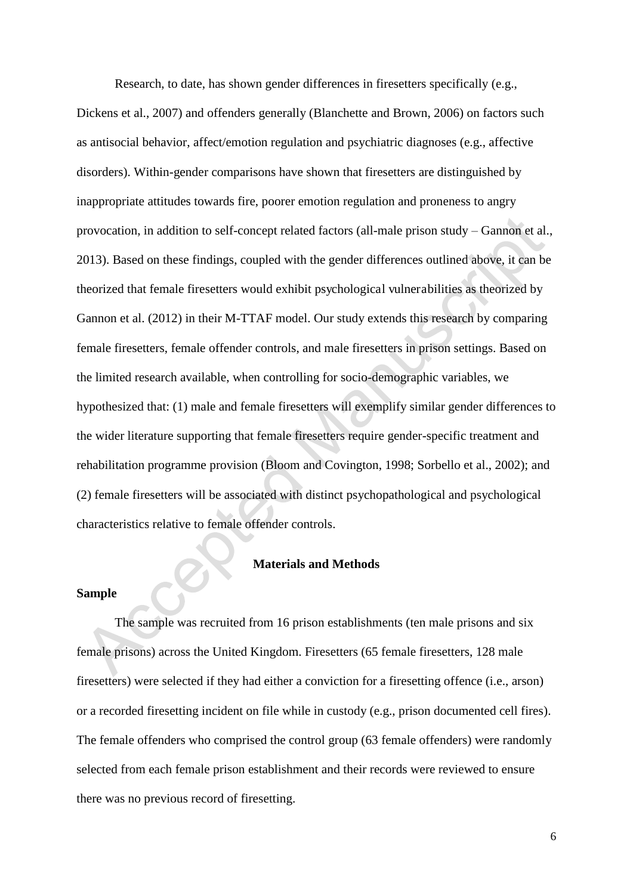Research, to date, has shown gender differences in firesetters specifically (e.g., Dickens et al., 2007) and offenders generally (Blanchette and Brown, 2006) on factors such as antisocial behavior, affect/emotion regulation and psychiatric diagnoses (e.g., affective disorders). Within-gender comparisons have shown that firesetters are distinguished by inappropriate attitudes towards fire, poorer emotion regulation and proneness to angry provocation, in addition to self-concept related factors (all-male prison study – Gannon et al., 2013). Based on these findings, coupled with the gender differences outlined above, it can be theorized that female firesetters would exhibit psychological vulnerabilities as theorized by Gannon et al. (2012) in their M-TTAF model. Our study extends this research by comparing female firesetters, female offender controls, and male firesetters in prison settings. Based on the limited research available, when controlling for socio-demographic variables, we hypothesized that: (1) male and female firesetters will exemplify similar gender differences to the wider literature supporting that female firesetters require gender-specific treatment and rehabilitation programme provision (Bloom and Covington, 1998; Sorbello et al., 2002); and (2) female firesetters will be associated with distinct psychopathological and psychological characteristics relative to female offender controls.

## Materials and Methods

### Sample

The sample was recruited from 16 prison establishments (ten male prisons and six female prisons) across the United Kingdom. Firesetters (65 female firesetters, 128 male firesetters) were selected if they had either a conviction for a firesetting offence (i.e., arson) or a recorded firesetting incident on file while in custody (e.g., prison documented cell fires). The female offenders who comprised the control group (63 female offenders) were randomly selected from each female prison establishment and their records were reviewed to ensure there was no previous record of firesetting.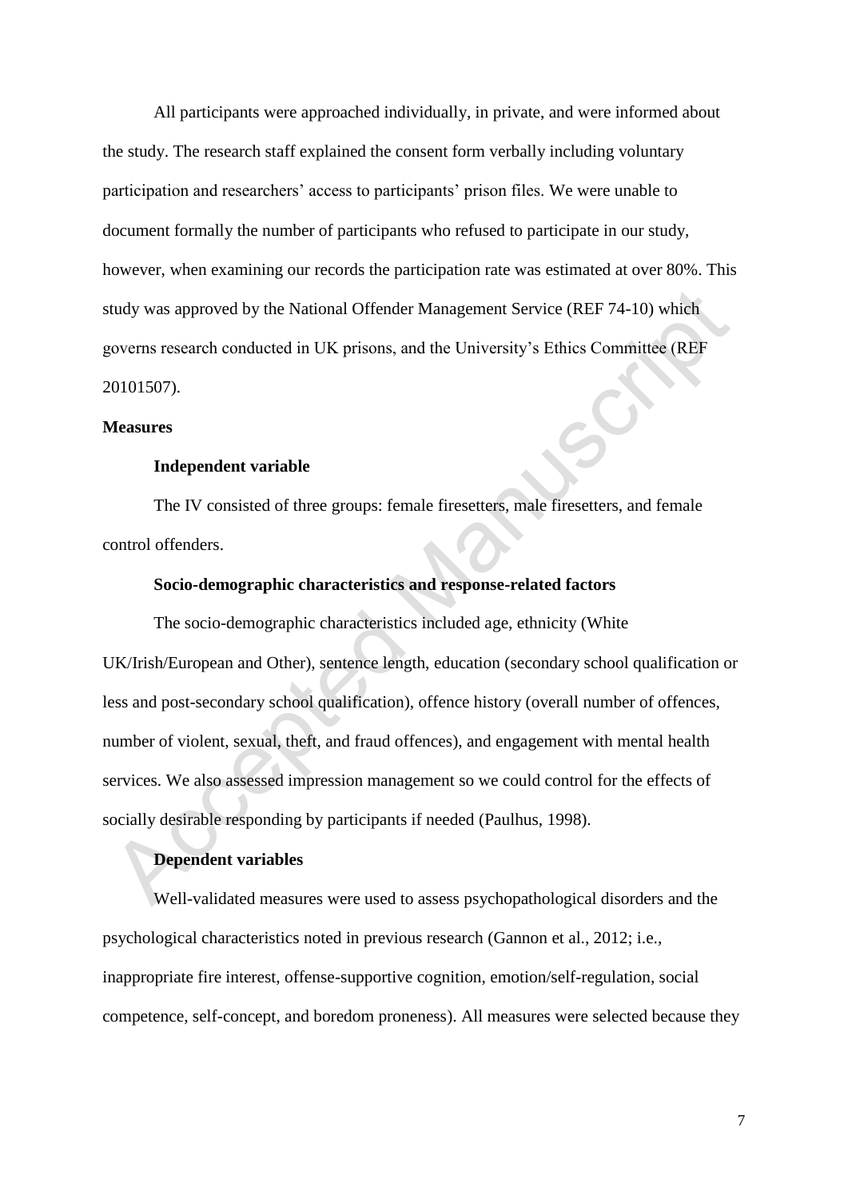All participants were approached individually, in private, and were informed about the study. The research staff explained the consent form verbally including voluntary participation and researchers' access to participants' prison files. We were unable to document formally the number of participants who refused to participate in our study, however, when examining our records the participation rate was estimated at over 80%. This study was approved by the National Offender Management Service (REF 74-10) which governs research conducted in UK prisons, and the University's Ethics Committee (REF 20101507).

**Measures**

**Independent variable**

The IV consisted of three groups: female firesetters, male firesetters, and female control offenders.

**Socio-demographic characteristics and response-related factors**

The socio-demographic characteristics included age, ethnicity (White UK/Irish/European and Other), sentence length, education (secondary school qualification or less and post-secondary school qualification), offence history (overall number of offences, number of violent, sexual, theft, and fraud offences), and engagement with mental health services. We also assessed impression management so we could control for the effects of socially desirable responding by participants if needed (Paulhus, 1998).

**Dependent variables**

Well-validated measures were used to assess psychopathological disorders and the psychological characteristics noted in previous research (Gannon et al., 2012; i.e., inappropriate fire interest, offense-supportive cognition, emotion/self-regulation, social competence, self-concept, and boredom proneness). All measures were selected because they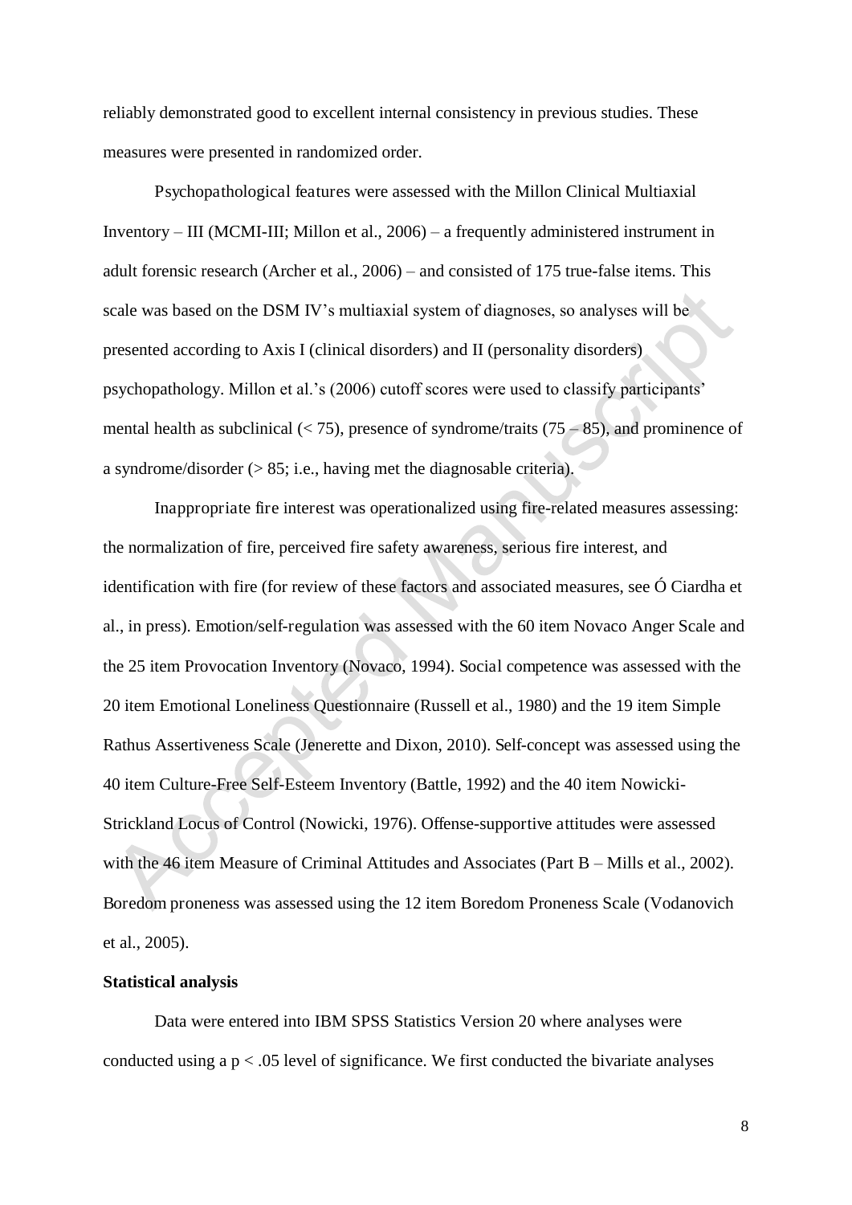reliably demonstrated good to excellent internal consistency in previous studies. These measures were presented in randomized order.

Psychopathological features were assessed with the Millon Clinical Multiaxial Inventory – III (MCMI-III; Millon et al., 2006) – a frequently administered instrument in adult forensic research (Archer et al., 2006) – and consisted of 175 true-false items. This scale was based on the DSM IV's multiaxial system of diagnoses, so analyses will be presented according to Axis I (clinical disorders) and II (personality disorders) psychopathology. Millon et al.'s (2006) cutoff scores were used to classify participants' mental health as subclinical (< 75), presence of syndrome/traits (75 – 85), and prominence of a syndrome/disorder (> 85; i.e., having met the diagnosable criteria).

Inappropriate fire interest was operationalized using fire-related measures assessing: the normalization of fire, perceived fire safety awareness, serious fire interest, and identification with fire (for review of these factors and associated measures, see Ó Ciardha et al., in press). Emotion/self-regulation was assessed with the 60 item Novaco Anger Scale and the 25 item Provocation Inventory (Novaco, 1994). Social competence was assessed with the 20 item Emotional Loneliness Questionnaire (Russell et al., 1980) and the 19 item Simple Rathus Assertiveness Scale (Jenerette and Dixon, 2010). Self-concept was assessed using the 40 item Culture-Free Self-Esteem Inventory (Battle, 1992) and the 40 item Nowicki-Strickland Locus of Control (Nowicki, 1976). Offense-supportive attitudes were assessed with the 46 item Measure of Criminal Attitudes and Associates (Part B – Mills et al., 2002). Boredom proneness was assessed using the 12 item Boredom Proneness Scale (Vodanovich et al., 2005).

**Statistical analysis**

Data were entered into IBM SPSS Statistics Version 20 where analyses were conducted using a $p < .05$ level of significance. We first conducted the bivariate analyses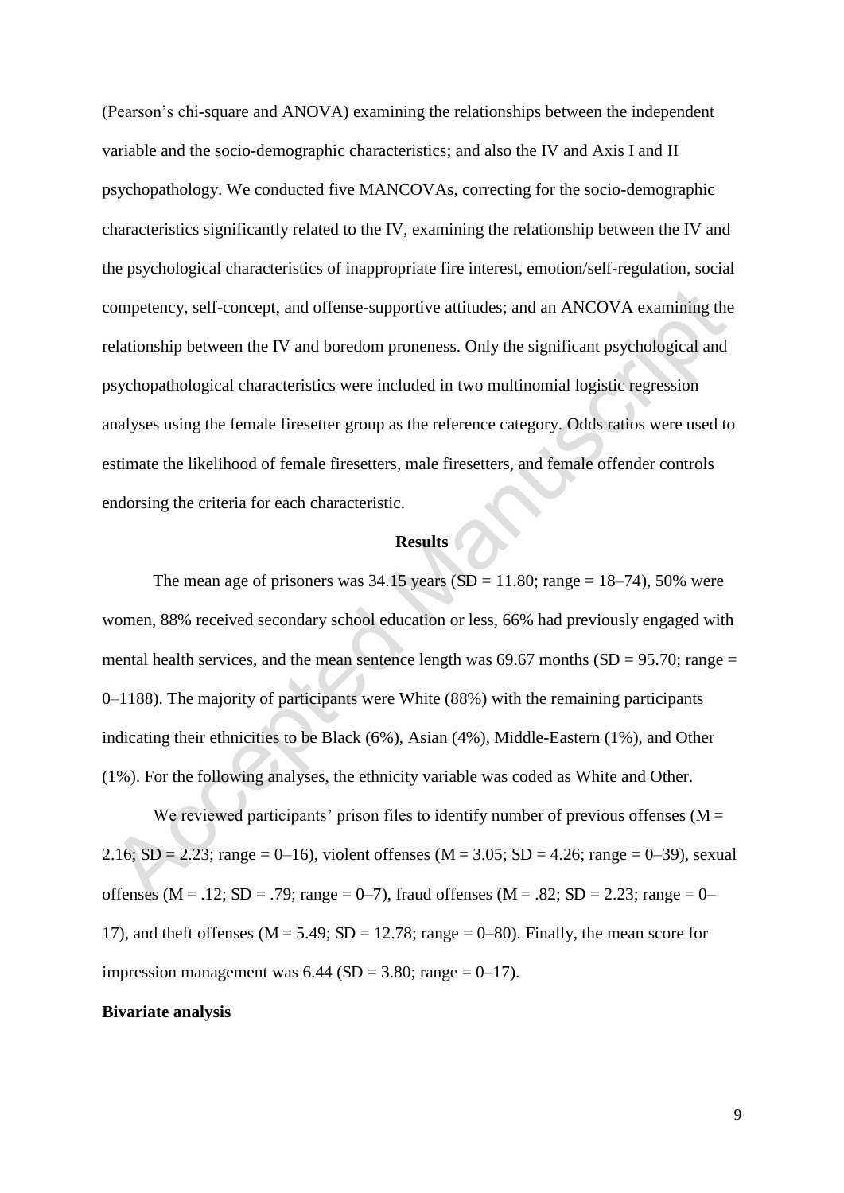(Pearson's chi-square and ANOVA) examining the relationships between the independent variable and the socio-demographic characteristics; and also the IV and Axis I and II psychopathology. We conducted five MANCOVAs, correcting for the socio-demographic characteristics significantly related to the IV, examining the relationship between the IV and the psychological characteristics of inappropriate fire interest, emotion/self-regulation, social competency, self-concept, and offense-supportive attitudes; and an ANCOVA examining the relationship between the IV and boredom proneness. Only the significant psychological and psychopathological characteristics were included in two multinomial logistic regression analyses using the female firesetter group as the reference category. Odds ratios were used to estimate the likelihood of female firesetters, male firesetters, and female offender controls endorsing the criteria for each characteristic.

## Results

The mean age of prisoners was 34.15 years (SD = 11.80; range = 18–74), 50% were women, 88% received secondary school education or less, 66% had previously engaged with mental health services, and the mean sentence length was 69.67 months (SD = 95.70; range = 0–1188). The majority of participants were White (88%) with the remaining participants indicating their ethnicities to be Black (6%), Asian (4%), Middle-Eastern (1%), and Other (1%). For the following analyses, the ethnicity variable was coded as White and Other.

We reviewed participants' prison files to identify number of previous offenses (M = 2.16; SD = 2.23; range = 0–16), violent offenses (M = 3.05; SD = 4.26; range = 0–39), sexual offenses (M = .12; SD = .79; range = 0–7), fraud offenses (M = .82; SD = 2.23; range = 0–17), and theft offenses (M = 5.49; SD = 12.78; range = 0–80). Finally, the mean score for impression management was 6.44 (SD = 3.80; range = 0–17).

**Bivariate analysis**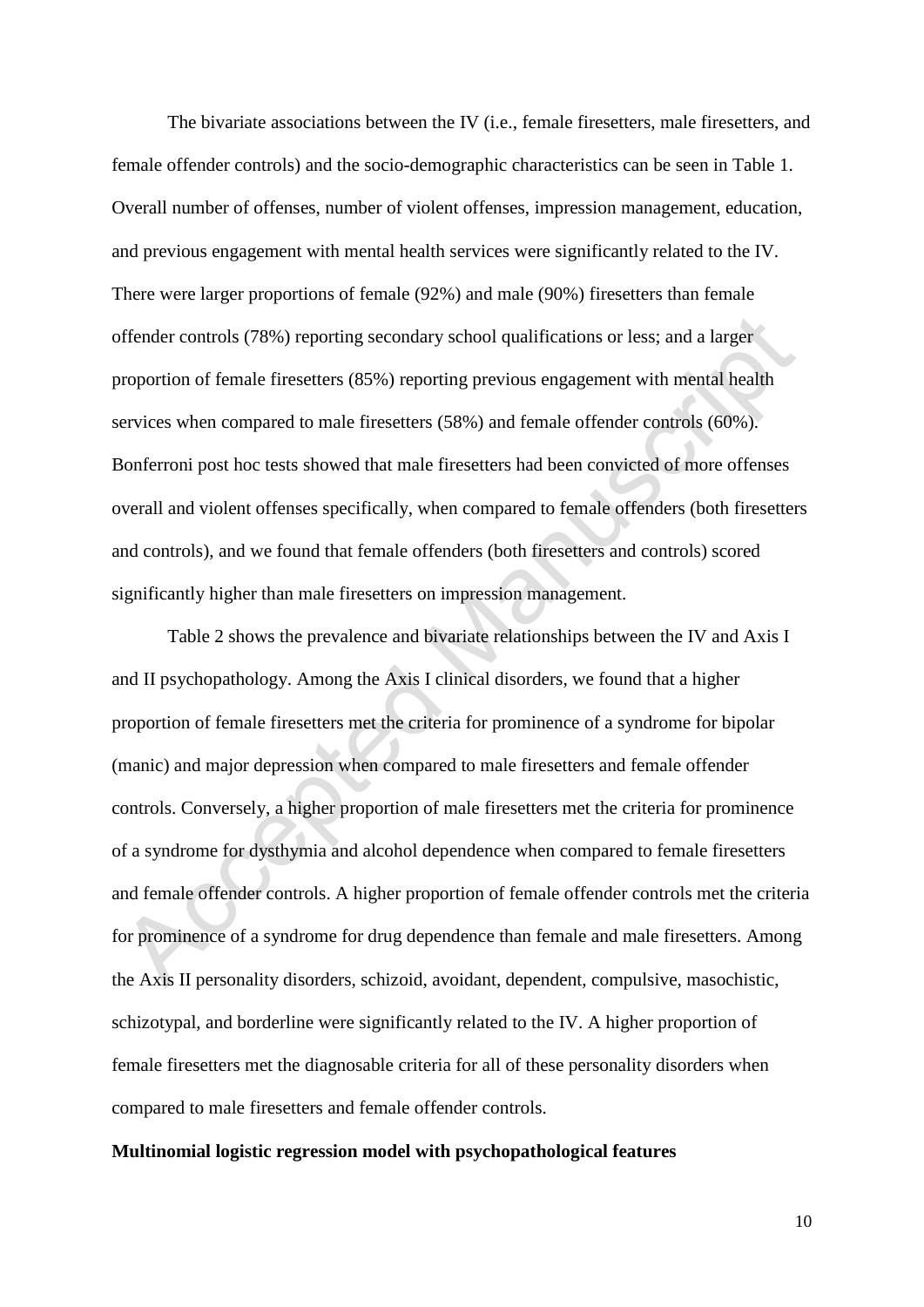The bivariate associations between the IV (i.e., female firesetters, male firesetters, and female offender controls) and the socio-demographic characteristics can be seen in Table 1. Overall number of offenses, number of violent offenses, impression management, education, and previous engagement with mental health services were significantly related to the IV. There were larger proportions of female (92%) and male (90%) firesetters than female offender controls (78%) reporting secondary school qualifications or less; and a larger proportion of female firesetters (85%) reporting previous engagement with mental health services when compared to male firesetters (58%) and female offender controls (60%). Bonferroni post hoc tests showed that male firesetters had been convicted of more offenses overall and violent offenses specifically, when compared to female offenders (both firesetters and controls), and we found that female offenders (both firesetters and controls) scored significantly higher than male firesetters on impression management.

Table 2 shows the prevalence and bivariate relationships between the IV and Axis I and II psychopathology. Among the Axis I clinical disorders, we found that a higher proportion of female firesetters met the criteria for prominence of a syndrome for bipolar (manic) and major depression when compared to male firesetters and female offender controls. Conversely, a higher proportion of male firesetters met the criteria for prominence of a syndrome for dysthymia and alcohol dependence when compared to female firesetters and female offender controls. A higher proportion of female offender controls met the criteria for prominence of a syndrome for drug dependence than female and male firesetters. Among the Axis II personality disorders, schizoid, avoidant, dependent, compulsive, masochistic, schizotypal, and borderline were significantly related to the IV. A higher proportion of female firesetters met the diagnosable criteria for all of these personality disorders when compared to male firesetters and female offender controls.

**Multinomial logistic regression model with psychopathological features**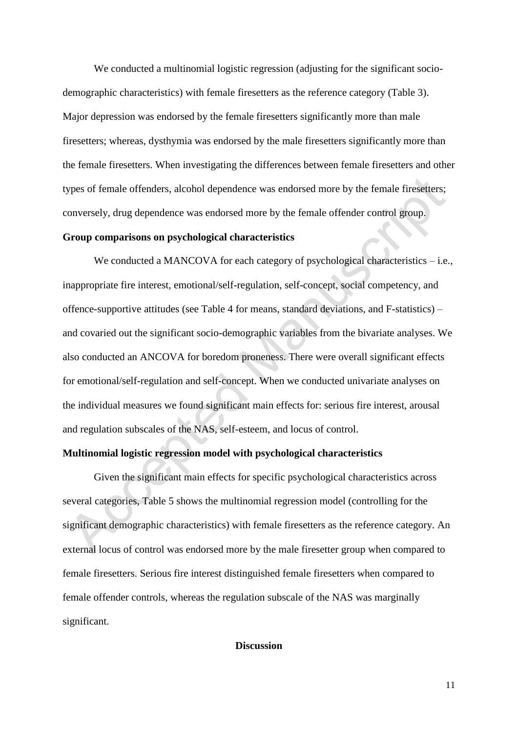We conducted a multinomial logistic regression (adjusting for the significant socio-demographic characteristics) with female firesetters as the reference category (Table 3). Major depression was endorsed by the female firesetters significantly more than male firesetters; whereas, dysthymia was endorsed by the male firesetters significantly more than the female firesetters. When investigating the differences between female firesetters and other types of female offenders, alcohol dependence was endorsed more by the female firesetters; conversely, drug dependence was endorsed more by the female offender control group.

**Group comparisons on psychological characteristics**

We conducted a MANCOVA for each category of psychological characteristics – i.e., inappropriate fire interest, emotional/self-regulation, self-concept, social competency, and offence-supportive attitudes (see Table 4 for means, standard deviations, and F-statistics) – and covaried out the significant socio-demographic variables from the bivariate analyses. We also conducted an ANCOVA for boredom proneness. There were overall significant effects for emotional/self-regulation and self-concept. When we conducted univariate analyses on the individual measures we found significant main effects for: serious fire interest, arousal and regulation subscales of the NAS, self-esteem, and locus of control.

**Multinomial logistic regression model with psychological characteristics**

Given the significant main effects for specific psychological characteristics across several categories, Table 5 shows the multinomial regression model (controlling for the significant demographic characteristics) with female firesetters as the reference category. An external locus of control was endorsed more by the male firesetter group when compared to female firesetters. Serious fire interest distinguished female firesetters when compared to female offender controls, whereas the regulation subscale of the NAS was marginally significant.

## Discussion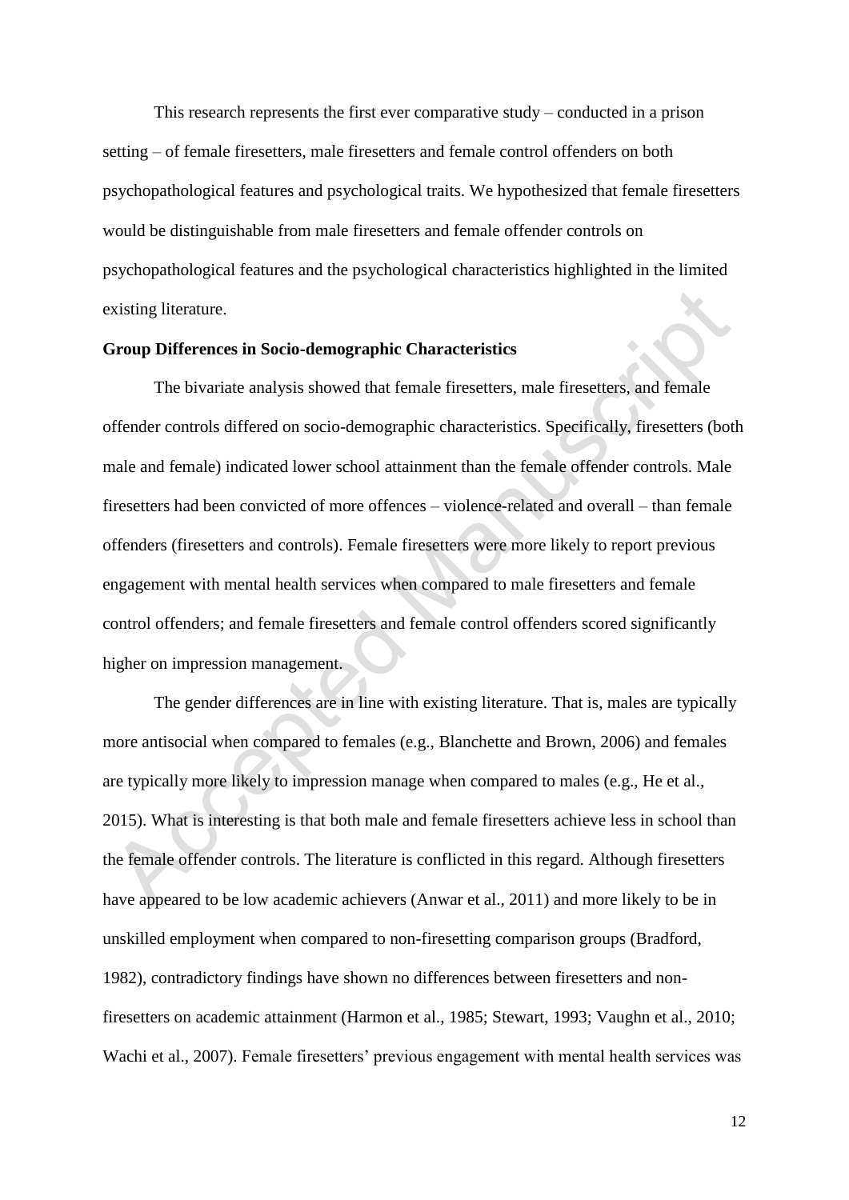This research represents the first ever comparative study – conducted in a prison setting – of female firesetters, male firesetters and female control offenders on both psychopathological features and psychological traits. We hypothesized that female firesetters would be distinguishable from male firesetters and female offender controls on psychopathological features and the psychological characteristics highlighted in the limited existing literature.

**Group Differences in Socio-demographic Characteristics**

The bivariate analysis showed that female firesetters, male firesetters, and female offender controls differed on socio-demographic characteristics. Specifically, firesetters (both male and female) indicated lower school attainment than the female offender controls. Male firesetters had been convicted of more offences – violence-related and overall – than female offenders (firesetters and controls). Female firesetters were more likely to report previous engagement with mental health services when compared to male firesetters and female control offenders; and female firesetters and female control offenders scored significantly higher on impression management.

The gender differences are in line with existing literature. That is, males are typically more antisocial when compared to females (e.g., Blanchette and Brown, 2006) and females are typically more likely to impression manage when compared to males (e.g., He et al., 2015). What is interesting is that both male and female firesetters achieve less in school than the female offender controls. The literature is conflicted in this regard. Although firesetters have appeared to be low academic achievers (Anwar et al., 2011) and more likely to be in unskilled employment when compared to non-firesetting comparison groups (Bradford, 1982), contradictory findings have shown no differences between firesetters and non-firesetters on academic attainment (Harmon et al., 1985; Stewart, 1993; Vaughn et al., 2010; Wachi et al., 2007). Female firesetters' previous engagement with mental health services was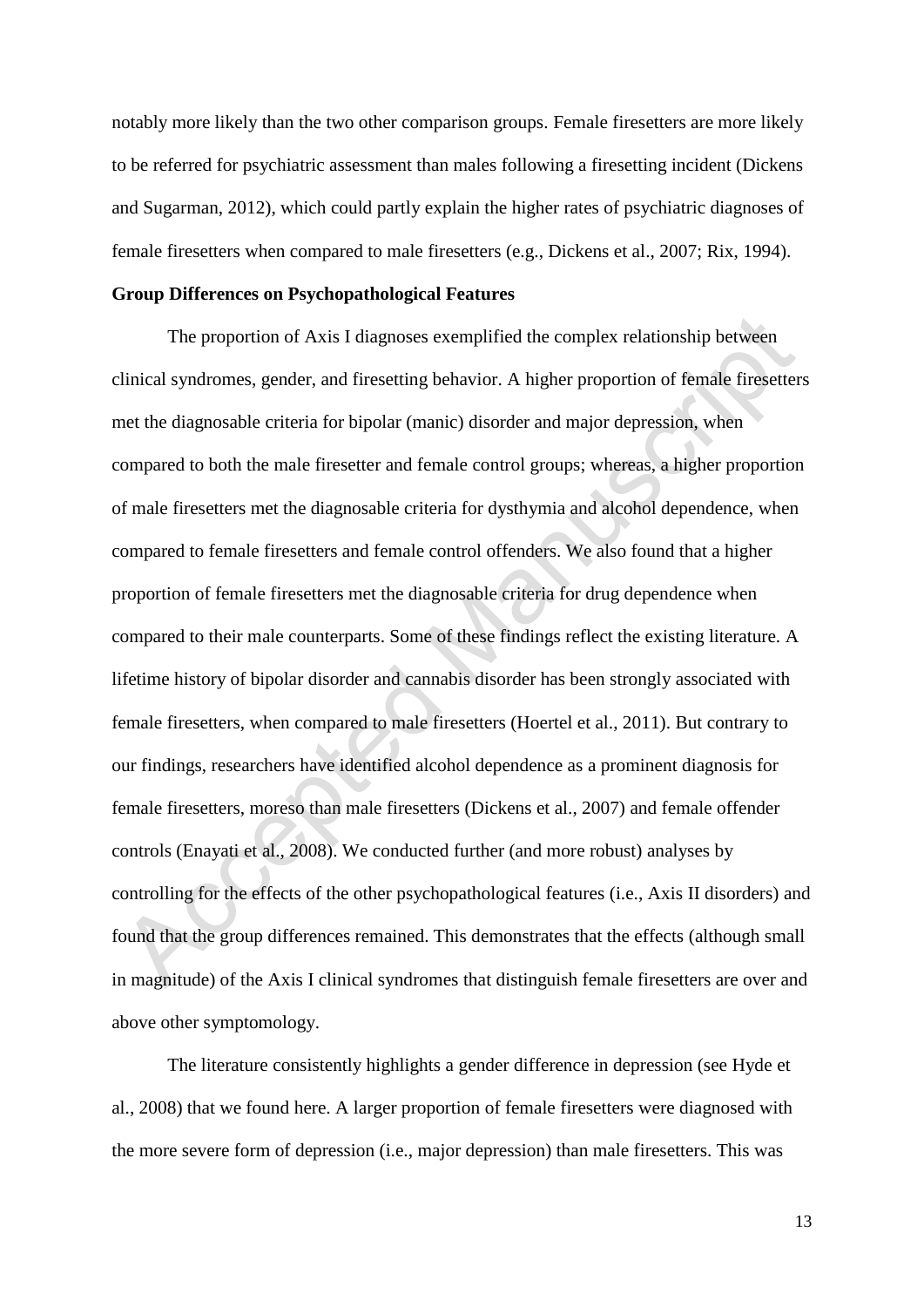notably more likely than the two other comparison groups. Female firesetters are more likely to be referred for psychiatric assessment than males following a firesetting incident (Dickens and Sugarman, 2012), which could partly explain the higher rates of psychiatric diagnoses of female firesetters when compared to male firesetters (e.g., Dickens et al., 2007; Rix, 1994).

**Group Differences on Psychopathological Features**

The proportion of Axis I diagnoses exemplified the complex relationship between clinical syndromes, gender, and firesetting behavior. A higher proportion of female firesetters met the diagnosable criteria for bipolar (manic) disorder and major depression, when compared to both the male firesetter and female control groups; whereas, a higher proportion of male firesetters met the diagnosable criteria for dysthymia and alcohol dependence, when compared to female firesetters and female control offenders. We also found that a higher proportion of female firesetters met the diagnosable criteria for drug dependence when compared to their male counterparts. Some of these findings reflect the existing literature. A lifetime history of bipolar disorder and cannabis disorder has been strongly associated with female firesetters, when compared to male firesetters (Hoertel et al., 2011). But contrary to our findings, researchers have identified alcohol dependence as a prominent diagnosis for female firesetters, moreso than male firesetters (Dickens et al., 2007) and female offender controls (Enayati et al., 2008). We conducted further (and more robust) analyses by controlling for the effects of the other psychopathological features (i.e., Axis II disorders) and found that the group differences remained. This demonstrates that the effects (although small in magnitude) of the Axis I clinical syndromes that distinguish female firesetters are over and above other symptomology.

The literature consistently highlights a gender difference in depression (see Hyde et al., 2008) that we found here. A larger proportion of female firesetters were diagnosed with the more severe form of depression (i.e., major depression) than male firesetters. This was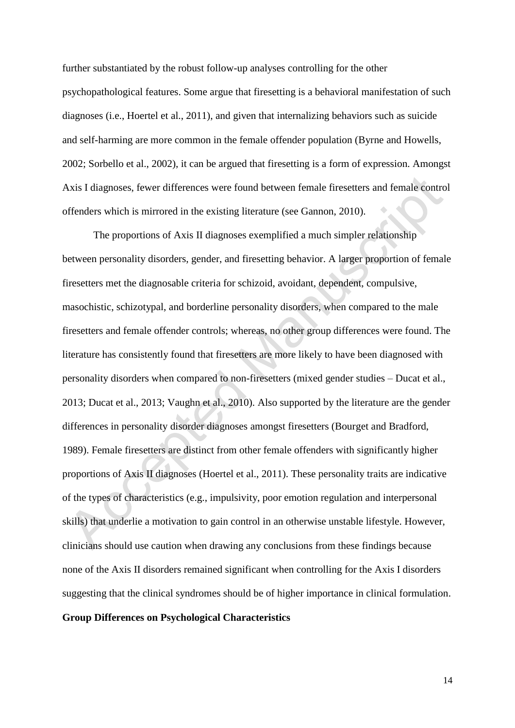further substantiated by the robust follow-up analyses controlling for the other psychopathological features. Some argue that firesetting is a behavioral manifestation of such diagnoses (i.e., Hoertel et al., 2011), and given that internalizing behaviors such as suicide and self-harming are more common in the female offender population (Byrne and Howells, 2002; Sorbello et al., 2002), it can be argued that firesetting is a form of expression. Amongst Axis I diagnoses, fewer differences were found between female firesetters and female control offenders which is mirrored in the existing literature (see Gannon, 2010).

The proportions of Axis II diagnoses exemplified a much simpler relationship between personality disorders, gender, and firesetting behavior. A larger proportion of female firesetters met the diagnosable criteria for schizoid, avoidant, dependent, compulsive, masochistic, schizotypal, and borderline personality disorders, when compared to the male firesetters and female offender controls; whereas, no other group differences were found. The literature has consistently found that firesetters are more likely to have been diagnosed with personality disorders when compared to non-firesetters (mixed gender studies – Ducat et al., 2013; Ducat et al., 2013; Vaughn et al., 2010). Also supported by the literature are the gender differences in personality disorder diagnoses amongst firesetters (Bourget and Bradford, 1989). Female firesetters are distinct from other female offenders with significantly higher proportions of Axis II diagnoses (Hoertel et al., 2011). These personality traits are indicative of the types of characteristics (e.g., impulsivity, poor emotion regulation and interpersonal skills) that underlie a motivation to gain control in an otherwise unstable lifestyle. However, clinicians should use caution when drawing any conclusions from these findings because none of the Axis II disorders remained significant when controlling for the Axis I disorders suggesting that the clinical syndromes should be of higher importance in clinical formulation.

**Group Differences on Psychological Characteristics**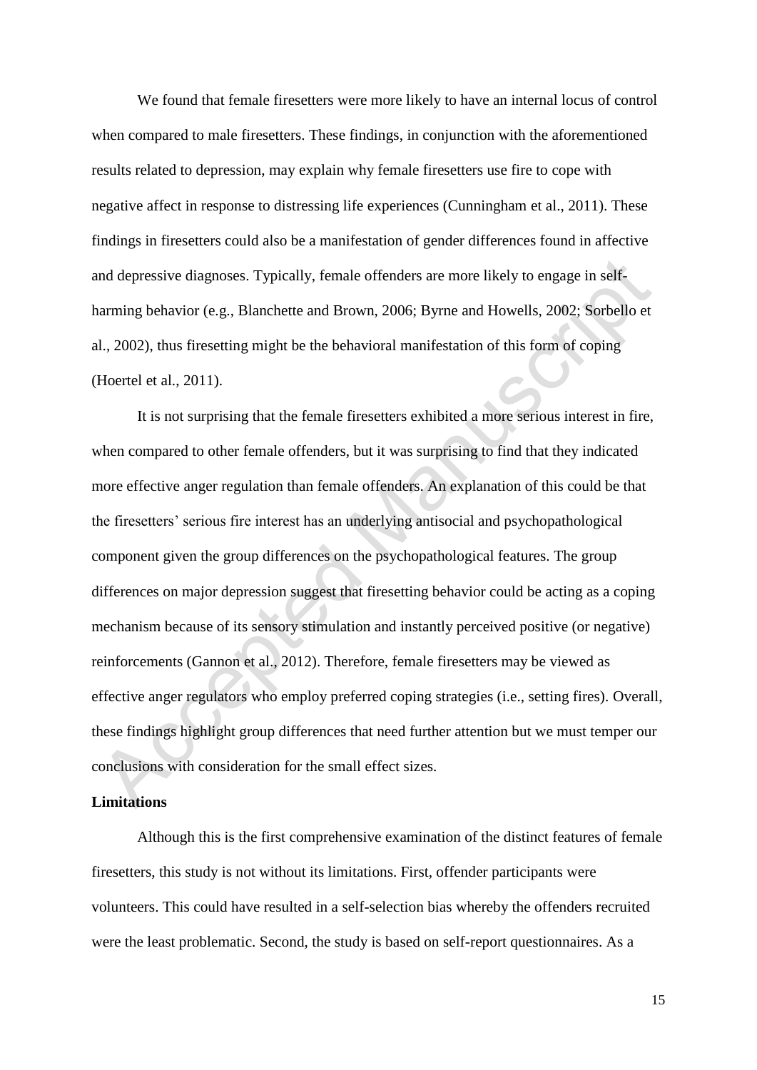We found that female firesetters were more likely to have an internal locus of control when compared to male firesetters. These findings, in conjunction with the aforementioned results related to depression, may explain why female firesetters use fire to cope with negative affect in response to distressing life experiences (Cunningham et al., 2011). These findings in firesetters could also be a manifestation of gender differences found in affective and depressive diagnoses. Typically, female offenders are more likely to engage in self-harming behavior (e.g., Blanchette and Brown, 2006; Byrne and Howells, 2002; Sorbello et al., 2002), thus firesetting might be the behavioral manifestation of this form of coping (Hoertel et al., 2011).

It is not surprising that the female firesetters exhibited a more serious interest in fire, when compared to other female offenders, but it was surprising to find that they indicated more effective anger regulation than female offenders. An explanation of this could be that the firesetters' serious fire interest has an underlying antisocial and psychopathological component given the group differences on the psychopathological features. The group differences on major depression suggest that firesetting behavior could be acting as a coping mechanism because of its sensory stimulation and instantly perceived positive (or negative) reinforcements (Gannon et al., 2012). Therefore, female firesetters may be viewed as effective anger regulators who employ preferred coping strategies (i.e., setting fires). Overall, these findings highlight group differences that need further attention but we must temper our conclusions with consideration for the small effect sizes.

**Limitations**

Although this is the first comprehensive examination of the distinct features of female firesetters, this study is not without its limitations. First, offender participants were volunteers. This could have resulted in a self-selection bias whereby the offenders recruited were the least problematic. Second, the study is based on self-report questionnaires. As a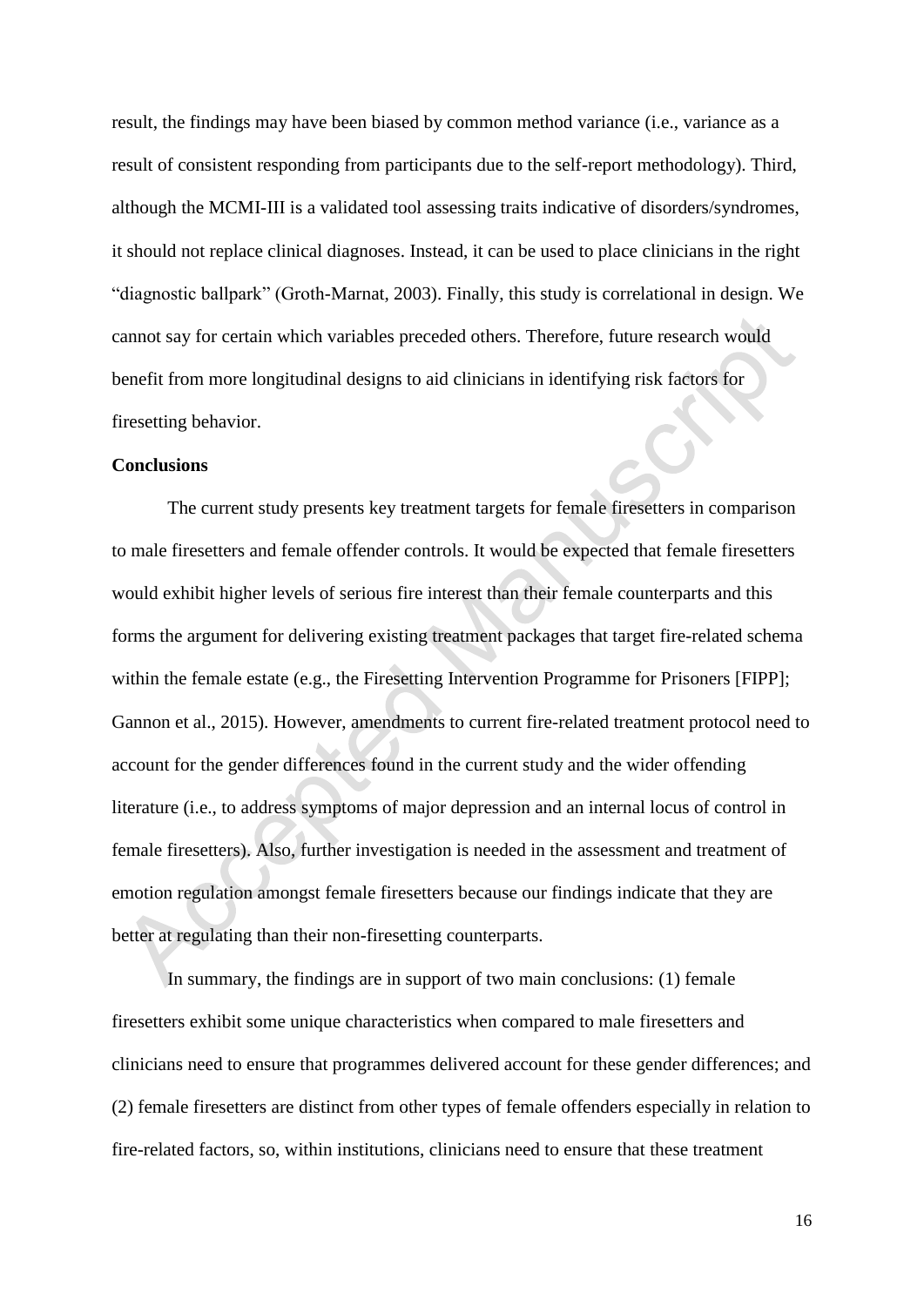result, the findings may have been biased by common method variance (i.e., variance as a result of consistent responding from participants due to the self-report methodology). Third, although the MCMI-III is a validated tool assessing traits indicative of disorders/syndromes, it should not replace clinical diagnoses. Instead, it can be used to place clinicians in the right "diagnostic ballpark" (Groth-Marnat, 2003). Finally, this study is correlational in design. We cannot say for certain which variables preceded others. Therefore, future research would benefit from more longitudinal designs to aid clinicians in identifying risk factors for firesetting behavior.

**Conclusions**

The current study presents key treatment targets for female firesetters in comparison to male firesetters and female offender controls. It would be expected that female firesetters would exhibit higher levels of serious fire interest than their female counterparts and this forms the argument for delivering existing treatment packages that target fire-related schema within the female estate (e.g., the Firesetting Intervention Programme for Prisoners [FIPP]; Gannon et al., 2015). However, amendments to current fire-related treatment protocol need to account for the gender differences found in the current study and the wider offending literature (i.e., to address symptoms of major depression and an internal locus of control in female firesetters). Also, further investigation is needed in the assessment and treatment of emotion regulation amongst female firesetters because our findings indicate that they are better at regulating than their non-firesetting counterparts.

In summary, the findings are in support of two main conclusions: (1) female firesetters exhibit some unique characteristics when compared to male firesetters and clinicians need to ensure that programmes delivered account for these gender differences; and (2) female firesetters are distinct from other types of female offenders especially in relation to fire-related factors, so, within institutions, clinicians need to ensure that these treatment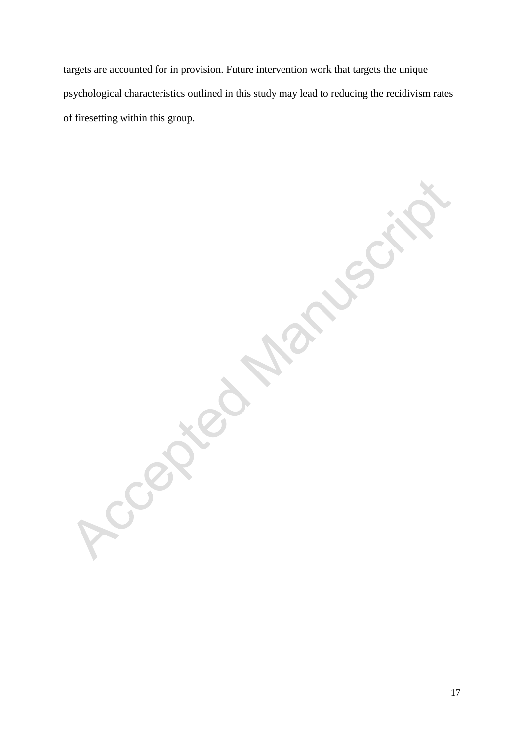targets are accounted for in provision. Future intervention work that targets the unique psychological characteristics outlined in this study may lead to reducing the recidivism rates of firesetting within this group.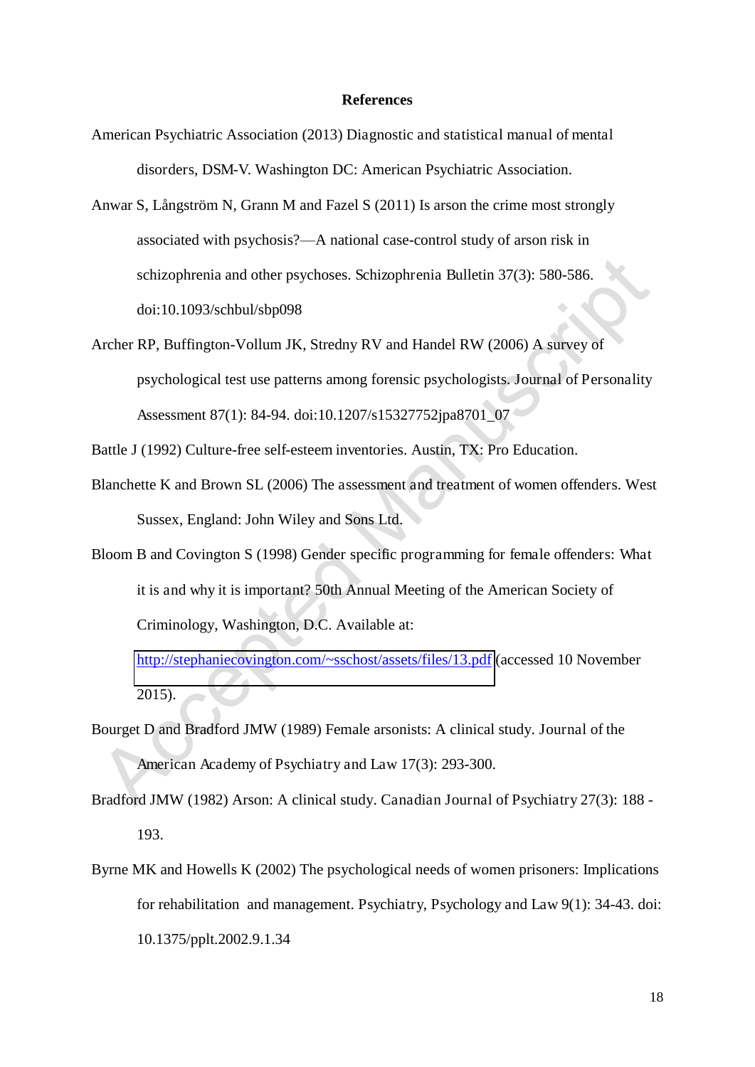**References**

American Psychiatric Association (2013) Diagnostic and statistical manual of mental disorders, DSM-V. Washington DC: American Psychiatric Association.

Anwar S, Långström N, Grann M and Fazel S (2011) Is arson the crime most strongly associated with psychosis?—A national case-control study of arson risk in schizophrenia and other psychoses. Schizophrenia Bulletin 37(3): 580-586. doi:10.1093/schbul/sbp098

Archer RP, Buffington-Vollum JK, Stredny RV and Handel RW (2006) A survey of psychological test use patterns among forensic psychologists. Journal of Personality Assessment 87(1): 84-94. doi:10.1207/s15327752jpa8701_07

Battle J (1992) Culture-free self-esteem inventories. Austin, TX: Pro Education.

Blanchette K and Brown SL (2006) The assessment and treatment of women offenders. West Sussex, England: John Wiley and Sons Ltd.

Bloom B and Covington S (1998) Gender specific programming for female offenders: What it is and why it is important? 50th Annual Meeting of the American Society of Criminology, Washington, D.C. Available at: http://stephaniecovington.com/~sschost/assets/files/13.pdf (accessed 10 November 2015).

Bourget D and Bradford JMW (1989) Female arsonists: A clinical study. Journal of the American Academy of Psychiatry and Law 17(3): 293-300.

Bradford JMW (1982) Arson: A clinical study. Canadian Journal of Psychiatry 27(3): 188 - 193.

Byrne MK and Howells K (2002) The psychological needs of women prisoners: Implications for rehabilitation and management. Psychiatry, Psychology and Law 9(1): 34-43. doi: 10.1375/pplt.2002.9.1.34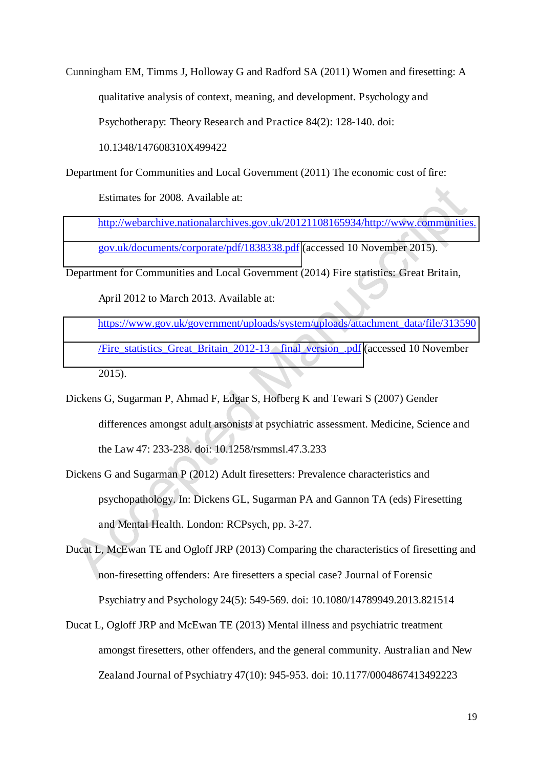Cunningham EM, Timms J, Holloway G and Radford SA (2011) Women and firesetting: A qualitative analysis of context, meaning, and development. Psychology and Psychotherapy: Theory Research and Practice 84(2): 128-140. doi: 10.1348/147608310X499422

Department for Communities and Local Government (2011) The economic cost of fire: Estimates for 2008. Available at: http://webarchive.nationalarchives.gov.uk/20121108165934/http://www.communities.gov.uk/documents/corporate/pdf/1838338.pdf (accessed 10 November 2015).

Department for Communities and Local Government (2014) Fire statistics: Great Britain, April 2012 to March 2013. Available at: https://www.gov.uk/government/uploads/system/uploads/attachment_data/file/313590/Fire_statistics_Great_Britain_2012-13__final_version_.pdf (accessed 10 November 2015).

Dickens G, Sugarman P, Ahmad F, Edgar S, Hofberg K and Tewari S (2007) Gender differences amongst adult arsonists at psychiatric assessment. Medicine, Science and the Law 47: 233-238. doi: 10.1258/rsmmsl.47.3.233

Dickens G and Sugarman P (2012) Adult firesetters: Prevalence characteristics and psychopathology. In: Dickens GL, Sugarman PA and Gannon TA (eds) Firesetting and Mental Health. London: RCPsych, pp. 3-27.

Ducat L, McEwan TE and Ogloff JRP (2013) Comparing the characteristics of firesetting and non-firesetting offenders: Are firesetters a special case? Journal of Forensic Psychiatry and Psychology 24(5): 549-569. doi: 10.1080/14789949.2013.821514

Ducat L, Ogloff JRP and McEwan TE (2013) Mental illness and psychiatric treatment amongst firesetters, other offenders, and the general community. Australian and New Zealand Journal of Psychiatry 47(10): 945-953. doi: 10.1177/0004867413492223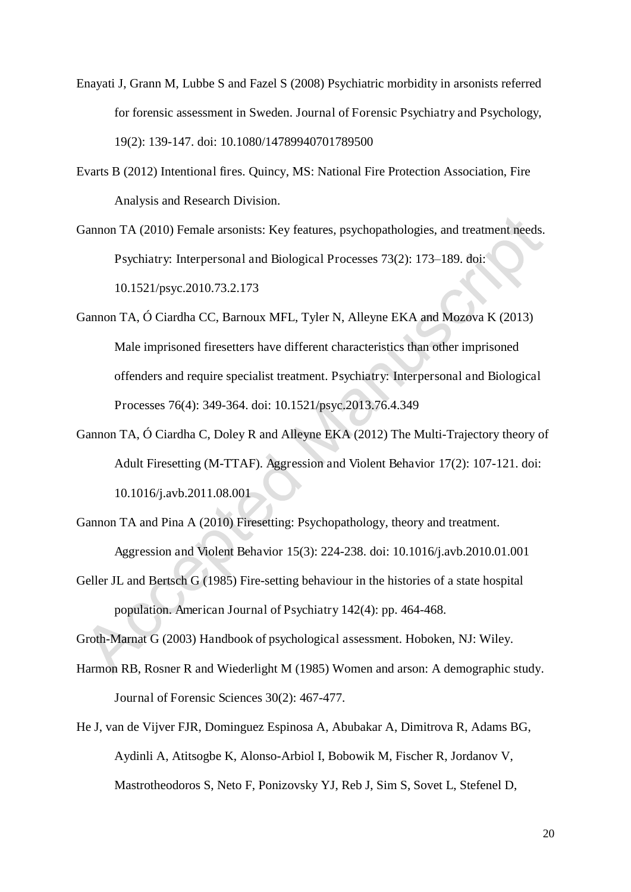Enayati J, Grann M, Lubbe S and Fazel S (2008) Psychiatric morbidity in arsonists referred for forensic assessment in Sweden. Journal of Forensic Psychiatry and Psychology, 19(2): 139-147. doi: 10.1080/14789940701789500

Evarts B (2012) Intentional fires. Quincy, MS: National Fire Protection Association, Fire Analysis and Research Division.

Gannon TA (2010) Female arsonists: Key features, psychopathologies, and treatment needs. Psychiatry: Interpersonal and Biological Processes 73(2): 173–189. doi: 10.1521/psyc.2010.73.2.173

Gannon TA, Ó Ciardha CC, Barnoux MFL, Tyler N, Alleyne EKA and Mozova K (2013) Male imprisoned firesetters have different characteristics than other imprisoned offenders and require specialist treatment. Psychiatry: Interpersonal and Biological Processes 76(4): 349-364. doi: 10.1521/psyc.2013.76.4.349

Gannon TA, Ó Ciardha C, Doley R and Alleyne EKA (2012) The Multi-Trajectory theory of Adult Firesetting (M-TTAF). Aggression and Violent Behavior 17(2): 107-121. doi: 10.1016/j.avb.2011.08.001

Gannon TA and Pina A (2010) Firesetting: Psychopathology, theory and treatment. Aggression and Violent Behavior 15(3): 224-238. doi: 10.1016/j.avb.2010.01.001

Geller JL and Bertsch G (1985) Fire-setting behaviour in the histories of a state hospital population. American Journal of Psychiatry 142(4): pp. 464-468.

Groth-Marnat G (2003) Handbook of psychological assessment. Hoboken, NJ: Wiley.

Harmon RB, Rosner R and Wiederlight M (1985) Women and arson: A demographic study. Journal of Forensic Sciences 30(2): 467-477.

He J, van de Vijver FJR, Dominguez Espinosa A, Abubakar A, Dimitrova R, Adams BG, Aydinli A, Atitsogbe K, Alonso-Arbiol I, Bobowik M, Fischer R, Jordanov V, Mastrotheodoros S, Neto F, Ponizovsky YJ, Reb J, Sim S, Sovet L, Stefenel D,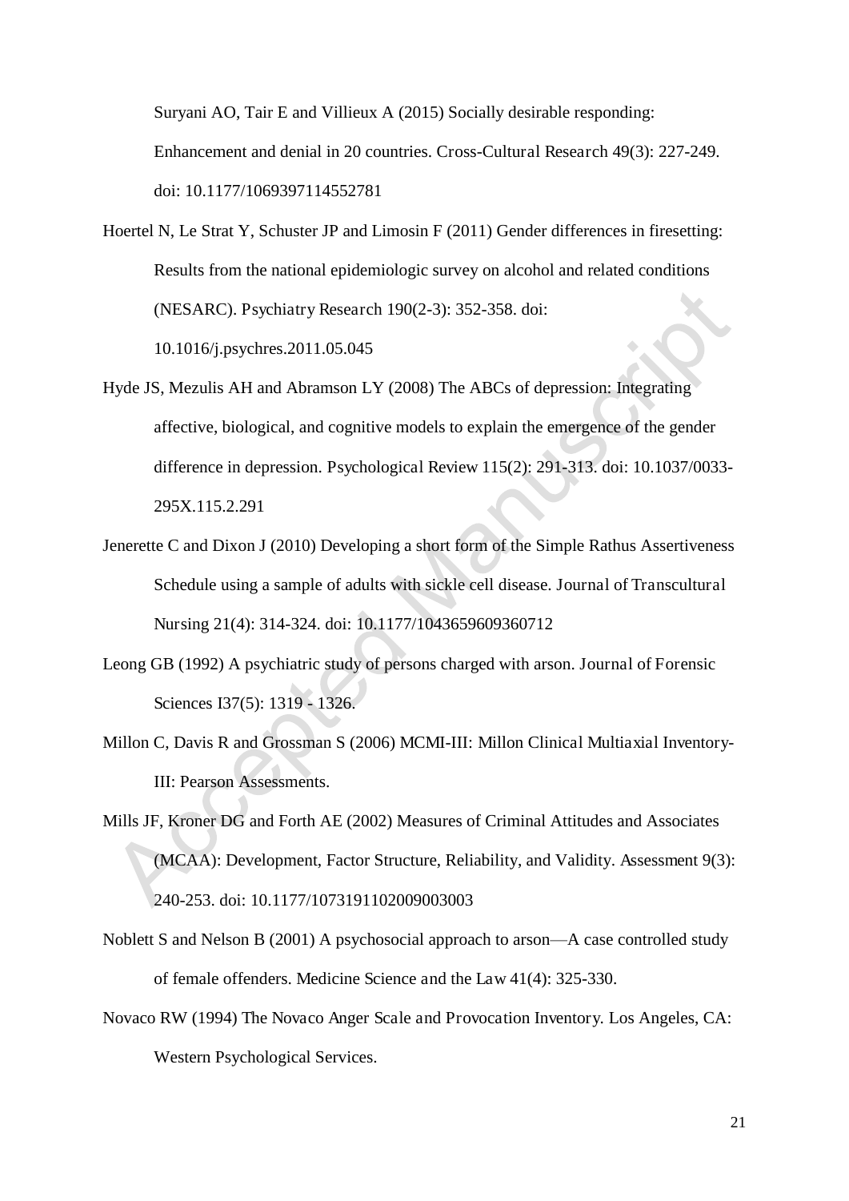Suryani AO, Tair E and Villieux A (2015) Socially desirable responding: Enhancement and denial in 20 countries. Cross-Cultural Research 49(3): 227-249. doi: 10.1177/1069397114552781

Hoertel N, Le Strat Y, Schuster JP and Limosin F (2011) Gender differences in firesetting: Results from the national epidemiologic survey on alcohol and related conditions (NESARC). Psychiatry Research 190(2-3): 352-358. doi: 10.1016/j.psychres.2011.05.045

Hyde JS, Mezulis AH and Abramson LY (2008) The ABCs of depression: Integrating affective, biological, and cognitive models to explain the emergence of the gender difference in depression. Psychological Review 115(2): 291-313. doi: 10.1037/0033-295X.115.2.291

Jenerette C and Dixon J (2010) Developing a short form of the Simple Rathus Assertiveness Schedule using a sample of adults with sickle cell disease. Journal of Transcultural Nursing 21(4): 314-324. doi: 10.1177/1043659609360712

Leong GB (1992) A psychiatric study of persons charged with arson. Journal of Forensic Sciences I37(5): 1319 - 1326.

Millon C, Davis R and Grossman S (2006) MCMI-III: Millon Clinical Multiaxial Inventory-III: Pearson Assessments.

Mills JF, Kroner DG and Forth AE (2002) Measures of Criminal Attitudes and Associates (MCAA): Development, Factor Structure, Reliability, and Validity. Assessment 9(3): 240-253. doi: 10.1177/1073191102009003003

Noblett S and Nelson B (2001) A psychosocial approach to arson—A case controlled study of female offenders. Medicine Science and the Law 41(4): 325-330.

Novaco RW (1994) The Novaco Anger Scale and Provocation Inventory. Los Angeles, CA: Western Psychological Services.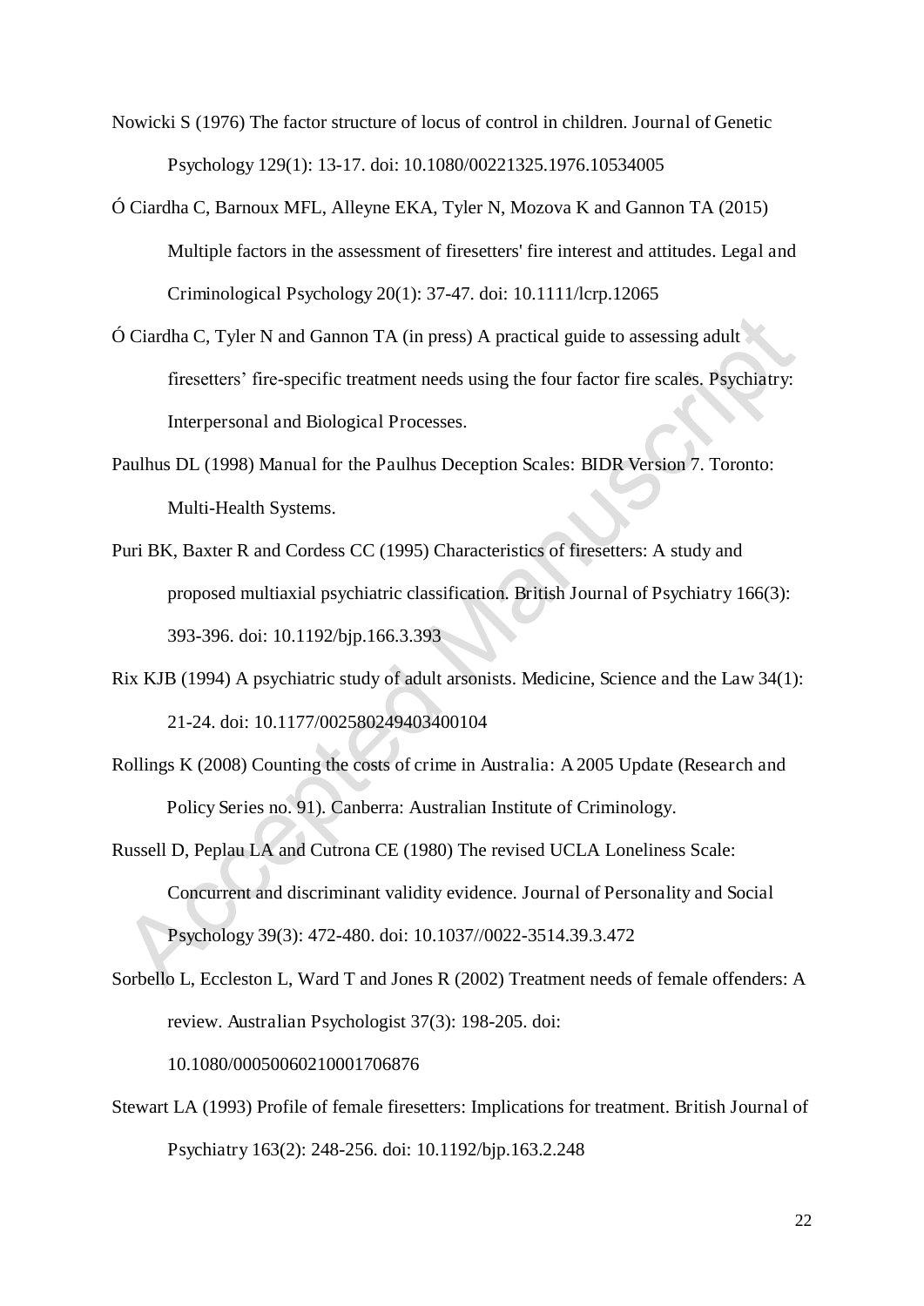Nowicki S (1976) The factor structure of locus of control in children. Journal of Genetic Psychology 129(1): 13-17. doi: 10.1080/00221325.1976.10534005

Ó Ciardha C, Barnoux MFL, Alleyne EKA, Tyler N, Mozova K and Gannon TA (2015) Multiple factors in the assessment of firesetters' fire interest and attitudes. Legal and Criminological Psychology 20(1): 37-47. doi: 10.1111/lcrp.12065

Ó Ciardha C, Tyler N and Gannon TA (in press) A practical guide to assessing adult firesetters' fire-specific treatment needs using the four factor fire scales. Psychiatry: Interpersonal and Biological Processes.

Paulhus DL (1998) Manual for the Paulhus Deception Scales: BIDR Version 7. Toronto: Multi-Health Systems.

Puri BK, Baxter R and Cordess CC (1995) Characteristics of firesetters: A study and proposed multiaxial psychiatric classification. British Journal of Psychiatry 166(3): 393-396. doi: 10.1192/bjp.166.3.393

Rix KJB (1994) A psychiatric study of adult arsonists. Medicine, Science and the Law 34(1): 21-24. doi: 10.1177/002580249403400104

Rollings K (2008) Counting the costs of crime in Australia: A 2005 Update (Research and Policy Series no. 91). Canberra: Australian Institute of Criminology.

Russell D, Peplau LA and Cutrona CE (1980) The revised UCLA Loneliness Scale: Concurrent and discriminant validity evidence. Journal of Personality and Social Psychology 39(3): 472-480. doi: 10.1037//0022-3514.39.3.472

Sorbello L, Eccleston L, Ward T and Jones R (2002) Treatment needs of female offenders: A review. Australian Psychologist 37(3): 198-205. doi: 10.1080/00050060210001706876

Stewart LA (1993) Profile of female firesetters: Implications for treatment. British Journal of Psychiatry 163(2): 248-256. doi: 10.1192/bjp.163.2.248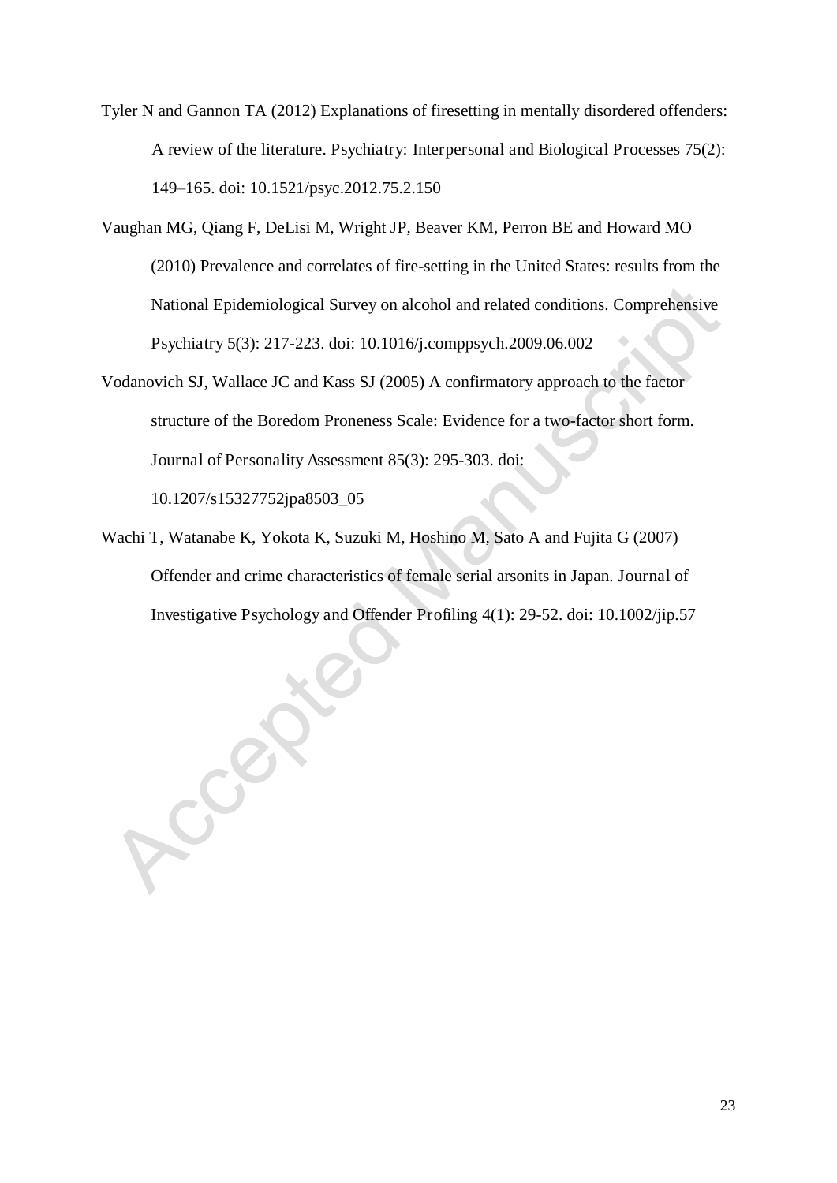Tyler N and Gannon TA (2012) Explanations of firesetting in mentally disordered offenders: A review of the literature. Psychiatry: Interpersonal and Biological Processes 75(2): 149–165. doi: 10.1521/psyc.2012.75.2.150

Vaughan MG, Qiang F, DeLisi M, Wright JP, Beaver KM, Perron BE and Howard MO (2010) Prevalence and correlates of fire-setting in the United States: results from the National Epidemiological Survey on alcohol and related conditions. Comprehensive Psychiatry 5(3): 217-223. doi: 10.1016/j.comppsych.2009.06.002

Vodanovich SJ, Wallace JC and Kass SJ (2005) A confirmatory approach to the factor structure of the Boredom Proneness Scale: Evidence for a two-factor short form. Journal of Personality Assessment 85(3): 295-303. doi: 10.1207/s15327752jpa8503_05

Wachi T, Watanabe K, Yokota K, Suzuki M, Hoshino M, Sato A and Fujita G (2007) Offender and crime characteristics of female serial arsonits in Japan. Journal of Investigative Psychology and Offender Profiling 4(1): 29-52. doi: 10.1002/jip.57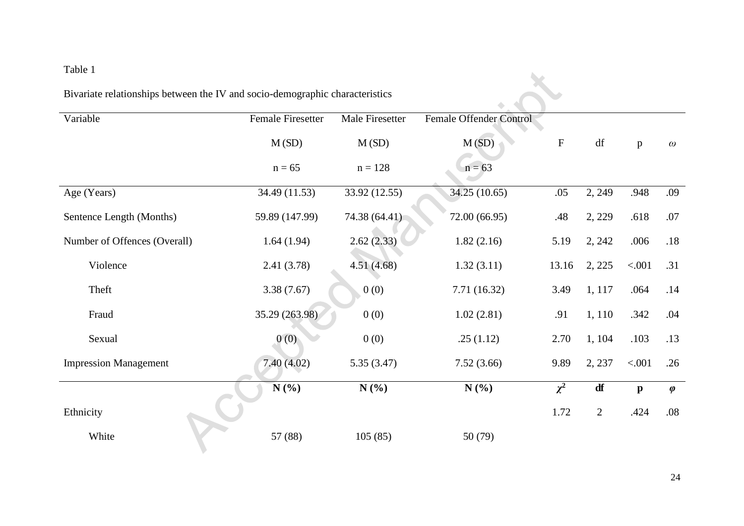Table 1

Bivariate relationships between the IV and socio-demographic characteristics

| Variable | Female Firesetter | Male Firesetter | Female Offender Control | | | | |
|---|---|---|---|---|---|---|---|
| | M (SD) | M (SD) | M (SD) | F | df | p | $\omega$ |
| | n = 65 | n = 128 | n = 63 | | | | |
| Age (Years) | 34.49 (11.53) | 33.92 (12.55) | 34.25 (10.65) | .05 | 2, 249 | .948 | .09 |
| Sentence Length (Months) | 59.89 (147.99) | 74.38 (64.41) | 72.00 (66.95) | .48 | 2, 229 | .618 | .07 |
| Number of Offences (Overall) | 1.64 (1.94) | 2.62 (2.33) | 1.82 (2.16) | 5.19 | 2, 242 | .006 | .18 |
| Violence | 2.41 (3.78) | 4.51 (4.68) | 1.32 (3.11) | 13.16 | 2, 225 | <.001 | .31 |
| Theft | 3.38 (7.67) | 0 (0) | 7.71 (16.32) | 3.49 | 1, 117 | .064 | .14 |
| Fraud | 35.29 (263.98) | 0 (0) | 1.02 (2.81) | .91 | 1, 110 | .342 | .04 |
| Sexual | 0 (0) | 0 (0) | .25 (1.12) | 2.70 | 1, 104 | .103 | .13 |
| Impression Management | 7.40 (4.02) | 5.35 (3.47) | 7.52 (3.66) | 9.89 | 2, 237 | <.001 | .26 |
| | **N (%)** | **N (%)** | **N (%)** | $\chi^2$ | **df** | **p** | $\varphi$ |
| Ethnicity | | | | 1.72 | 2 | .424 | .08 |
| White | 57 (88) | 105 (85) | 50 (79) | | | | |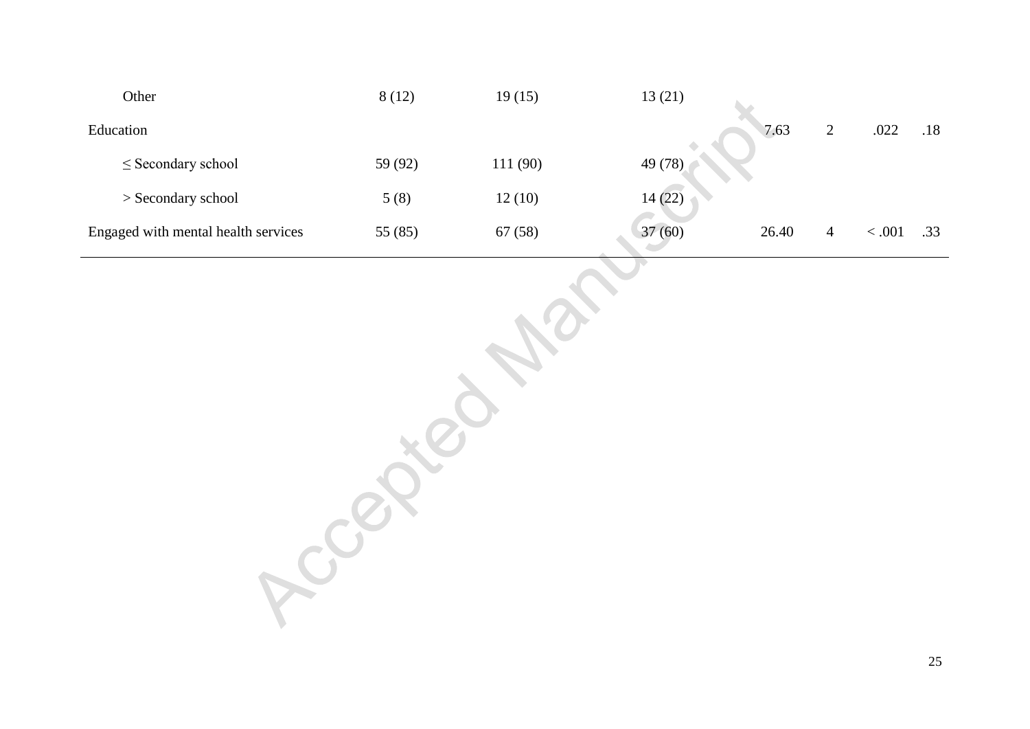| | | | | | | | |
|---|---|---|---|---|---|---|---|
| Other | 8 (12) | 19 (15) | 13 (21) | | | | |
| Education | | | | 7.63 | 2 | .022 | .18 |
| ≤ Secondary school | 59 (92) | 111 (90) | 49 (78) | | | | |
| > Secondary school | 5 (8) | 12 (10) | 14 (22) | | | | |
| Engaged with mental health services | 55 (85) | 67 (58) | 37 (60) | 26.40 | 4 | < .001 | .33 |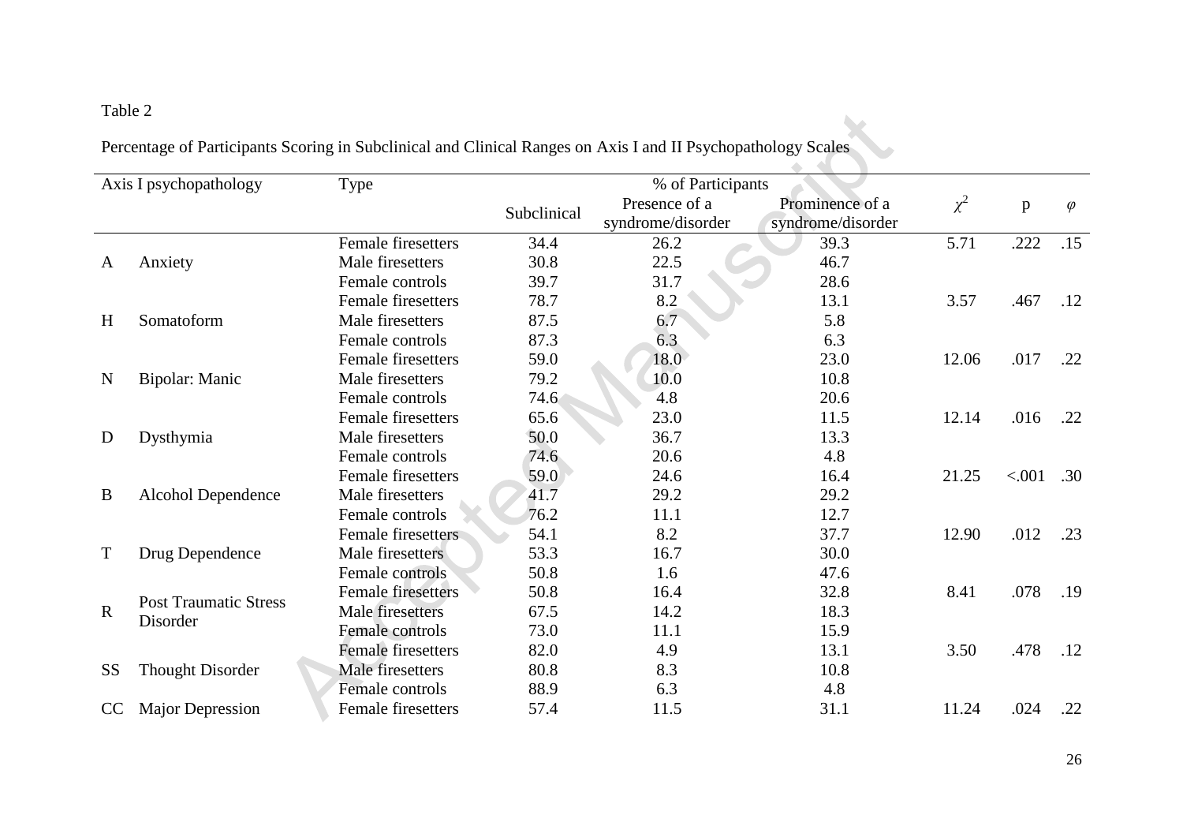Table 2

Percentage of Participants Scoring in Subclinical and Clinical Ranges on Axis I and II Psychopathology Scales

| Axis I psychopathology | | Type | % of Participants | | | $\chi^2$ | p | $\varphi$ |
|---|---|---|---|---|---|---|---|---|
| | | | Subclinical | Presence of a syndrome/disorder | Prominence of a syndrome/disorder | | | |
| A | Anxiety | Female firesetters | 34.4 | 26.2 | 39.3 | 5.71 | .222 | .15 |
| | | Male firesetters | 30.8 | 22.5 | 46.7 | | | |
| | | Female controls | 39.7 | 31.7 | 28.6 | | | |
| H | Somatoform | Female firesetters | 78.7 | 8.2 | 13.1 | 3.57 | .467 | .12 |
| | | Male firesetters | 87.5 | 6.7 | 5.8 | | | |
| | | Female controls | 87.3 | 6.3 | 6.3 | | | |
| N | Bipolar: Manic | Female firesetters | 59.0 | 18.0 | 23.0 | 12.06 | .017 | .22 |
| | | Male firesetters | 79.2 | 10.0 | 10.8 | | | |
| | | Female controls | 74.6 | 4.8 | 20.6 | | | |
| D | Dysthymia | Female firesetters | 65.6 | 23.0 | 11.5 | 12.14 | .016 | .22 |
| | | Male firesetters | 50.0 | 36.7 | 13.3 | | | |
| | | Female controls | 74.6 | 20.6 | 4.8 | | | |
| B | Alcohol Dependence | Female firesetters | 59.0 | 24.6 | 16.4 | 21.25 | <.001 | .30 |
| | | Male firesetters | 41.7 | 29.2 | 29.2 | | | |
| | | Female controls | 76.2 | 11.1 | 12.7 | | | |
| T | Drug Dependence | Female firesetters | 54.1 | 8.2 | 37.7 | 12.90 | .012 | .23 |
| | | Male firesetters | 53.3 | 16.7 | 30.0 | | | |
| | | Female controls | 50.8 | 1.6 | 47.6 | | | |
| R | Post Traumatic Stress Disorder | Female firesetters | 50.8 | 16.4 | 32.8 | 8.41 | .078 | .19 |
| | | Male firesetters | 67.5 | 14.2 | 18.3 | | | |
| | | Female controls | 73.0 | 11.1 | 15.9 | | | |
| SS | Thought Disorder | Female firesetters | 82.0 | 4.9 | 13.1 | 3.50 | .478 | .12 |
| | | Male firesetters | 80.8 | 8.3 | 10.8 | | | |
| | | Female controls | 88.9 | 6.3 | 4.8 | | | |
| CC | Major Depression | Female firesetters | 57.4 | 11.5 | 31.1 | 11.24 | .024 | .22 |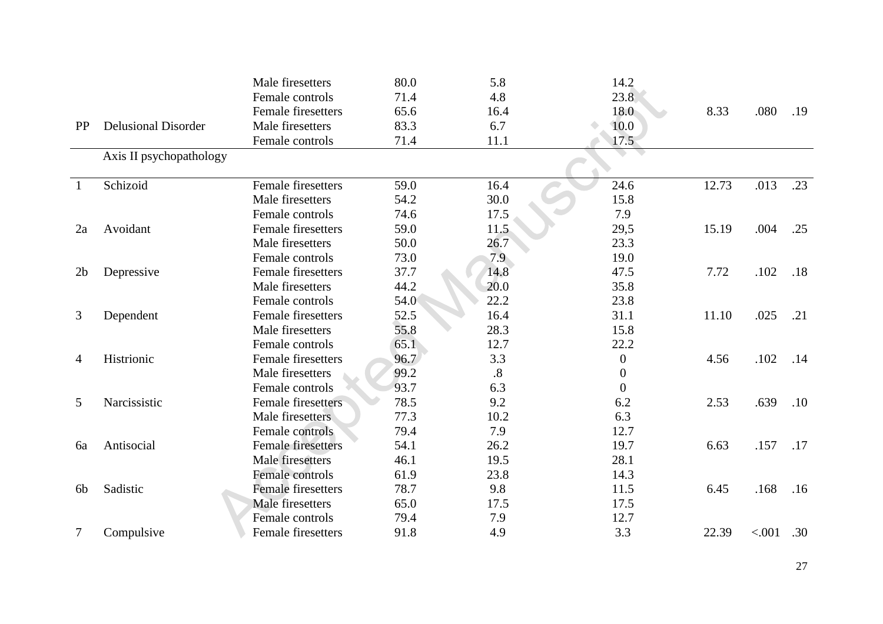| | | | | | | | | |
|---|---|---|---|---|---|---|---|---|
| | | Male firesetters | 80.0 | 5.8 | 14.2 | | | |
| | | Female controls | 71.4 | 4.8 | 23.8 | | | |
| | | Female firesetters | 65.6 | 16.4 | 18.0 | 8.33 | .080 | .19 |
| PP | Delusional Disorder | Male firesetters | 83.3 | 6.7 | 10.0 | | | |
| | | Female controls | 71.4 | 11.1 | 17.5 | | | |
| | Axis II psychopathology | | | | | | | |
| 1 | Schizoid | Female firesetters | 59.0 | 16.4 | 24.6 | 12.73 | .013 | .23 |
| | | Male firesetters | 54.2 | 30.0 | 15.8 | | | |
| | | Female controls | 74.6 | 17.5 | 7.9 | | | |
| 2a | Avoidant | Female firesetters | 59.0 | 11.5 | 29,5 | 15.19 | .004 | .25 |
| | | Male firesetters | 50.0 | 26.7 | 23.3 | | | |
| | | Female controls | 73.0 | 7.9 | 19.0 | | | |
| 2b | Depressive | Female firesetters | 37.7 | 14.8 | 47.5 | 7.72 | .102 | .18 |
| | | Male firesetters | 44.2 | 20.0 | 35.8 | | | |
| | | Female controls | 54.0 | 22.2 | 23.8 | | | |
| 3 | Dependent | Female firesetters | 52.5 | 16.4 | 31.1 | 11.10 | .025 | .21 |
| | | Male firesetters | 55.8 | 28.3 | 15.8 | | | |
| | | Female controls | 65.1 | 12.7 | 22.2 | | | |
| 4 | Histrionic | Female firesetters | 96.7 | 3.3 | 0 | 4.56 | .102 | .14 |
| | | Male firesetters | 99.2 | .8 | 0 | | | |
| | | Female controls | 93.7 | 6.3 | 0 | | | |
| 5 | Narcissistic | Female firesetters | 78.5 | 9.2 | 6.2 | 2.53 | .639 | .10 |
| | | Male firesetters | 77.3 | 10.2 | 6.3 | | | |
| | | Female controls | 79.4 | 7.9 | 12.7 | | | |
| 6a | Antisocial | Female firesetters | 54.1 | 26.2 | 19.7 | 6.63 | .157 | .17 |
| | | Male firesetters | 46.1 | 19.5 | 28.1 | | | |
| | | Female controls | 61.9 | 23.8 | 14.3 | | | |
| 6b | Sadistic | Female firesetters | 78.7 | 9.8 | 11.5 | 6.45 | .168 | .16 |
| | | Male firesetters | 65.0 | 17.5 | 17.5 | | | |
| | | Female controls | 79.4 | 7.9 | 12.7 | | | |
| 7 | Compulsive | Female firesetters | 91.8 | 4.9 | 3.3 | 22.39 | <.001 | .30 |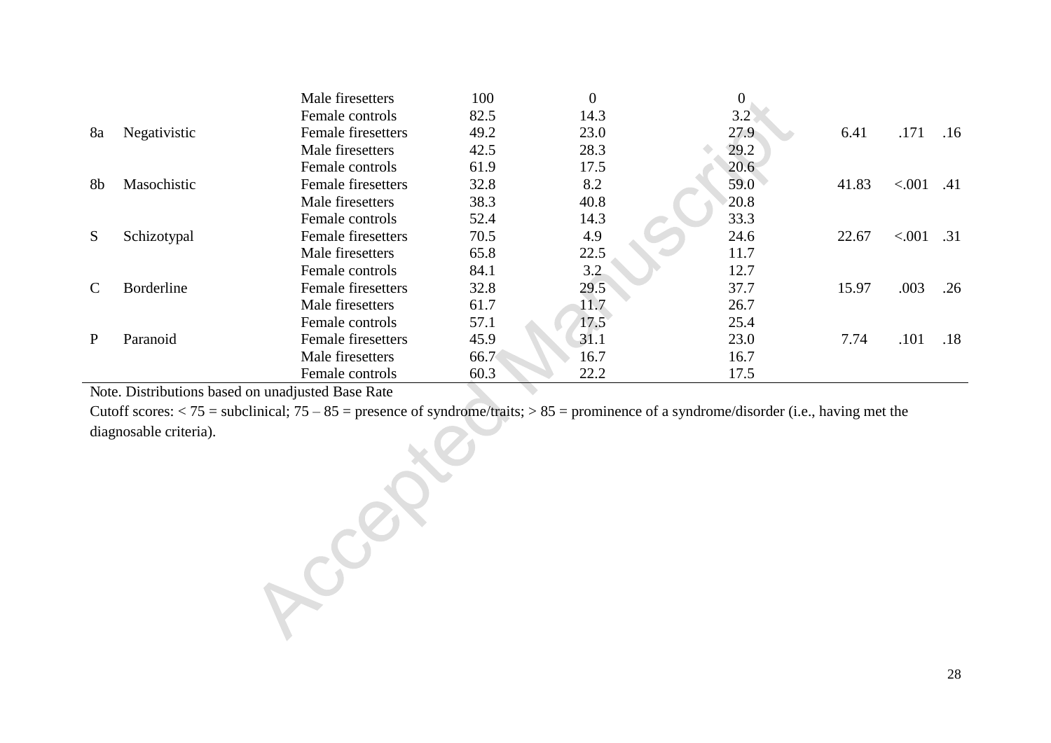| | | | | | | | | |
|---|---|---|---|---|---|---|---|---|
| | | Male firesetters | 100 | 0 | 0 | | | |
| | | Female controls | 82.5 | 14.3 | 3.2 | | | |
| 8a | Negativistic | Female firesetters | 49.2 | 23.0 | 27.9 | 6.41 | .171 | .16 |
| | | Male firesetters | 42.5 | 28.3 | 29.2 | | | |
| | | Female controls | 61.9 | 17.5 | 20.6 | | | |
| 8b | Masochistic | Female firesetters | 32.8 | 8.2 | 59.0 | 41.83 | <.001 | .41 |
| | | Male firesetters | 38.3 | 40.8 | 20.8 | | | |
| | | Female controls | 52.4 | 14.3 | 33.3 | | | |
| S | Schizotypal | Female firesetters | 70.5 | 4.9 | 24.6 | 22.67 | <.001 | .31 |
| | | Male firesetters | 65.8 | 22.5 | 11.7 | | | |
| | | Female controls | 84.1 | 3.2 | 12.7 | | | |
| C | Borderline | Female firesetters | 32.8 | 29.5 | 37.7 | 15.97 | .003 | .26 |
| | | Male firesetters | 61.7 | 11.7 | 26.7 | | | |
| | | Female controls | 57.1 | 17.5 | 25.4 | | | |
| P | Paranoid | Female firesetters | 45.9 | 31.1 | 23.0 | 7.74 | .101 | .18 |
| | | Male firesetters | 66.7 | 16.7 | 16.7 | | | |
| | | Female controls | 60.3 | 22.2 | 17.5 | | | |

Note. Distributions based on unadjusted Base Rate

Cutoff scores: < 75 = subclinical; 75 – 85 = presence of syndrome/traits; > 85 = prominence of a syndrome/disorder (i.e., having met the diagnosable criteria).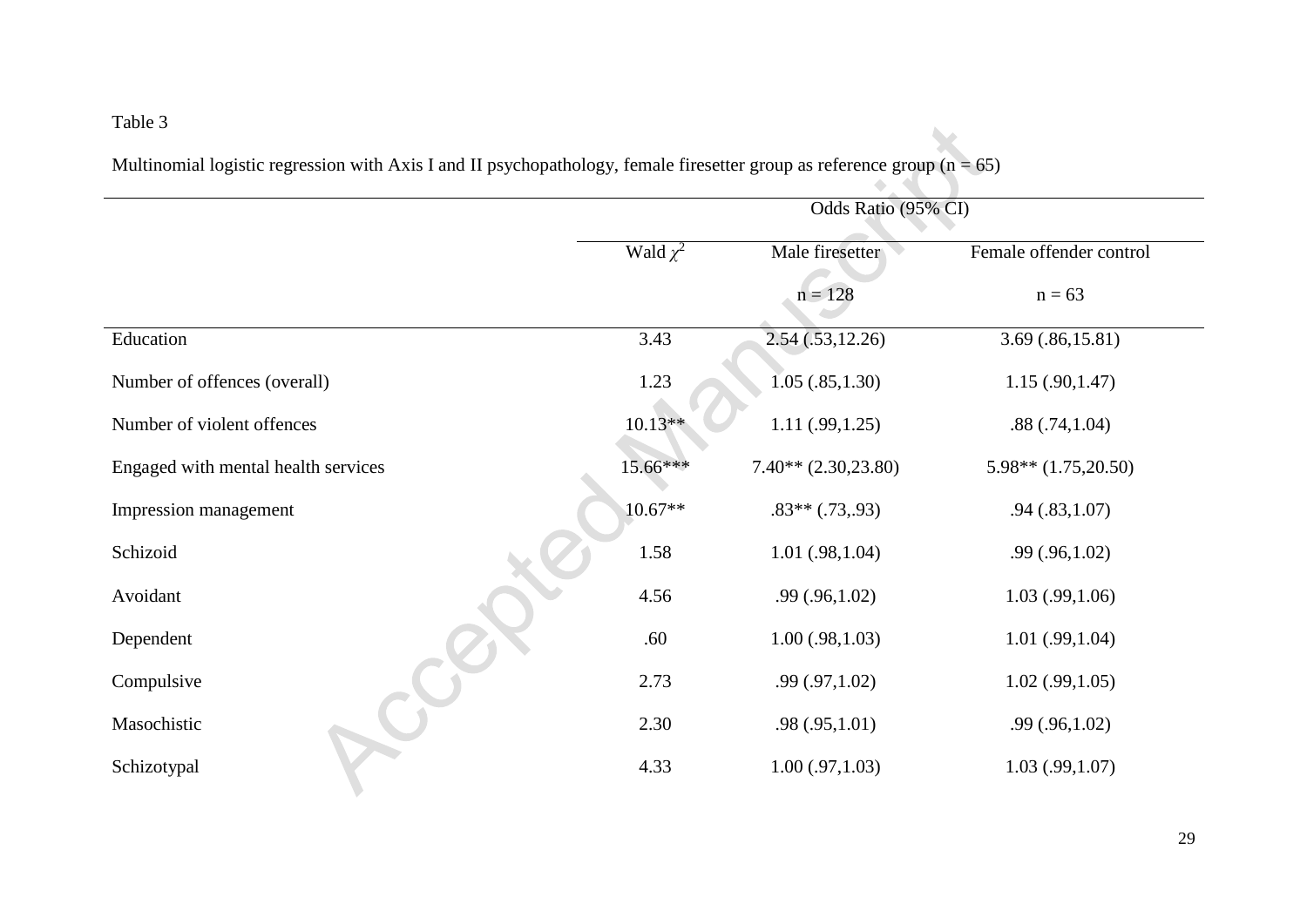Table 3

Multinomial logistic regression with Axis I and II psychopathology, female firesetter group as reference group (n = 65)

| | Odds Ratio (95% CI) | | |
|---|---|---|---|
| | Wald $\chi^2$ | Male firesetter n = 128 | Female offender control n = 63 |
| Education | 3.43 | 2.54 (.53,12.26) | 3.69 (.86,15.81) |
| Number of offences (overall) | 1.23 | 1.05 (.85,1.30) | 1.15 (.90,1.47) |
| Number of violent offences | 10.13** | 1.11 (.99,1.25) | .88 (.74,1.04) |
| Engaged with mental health services | 15.66*** | 7.40** (2.30,23.80) | 5.98** (1.75,20.50) |
| Impression management | 10.67** | .83** (.73,.93) | .94 (.83,1.07) |
| Schizoid | 1.58 | 1.01 (.98,1.04) | .99 (.96,1.02) |
| Avoidant | 4.56 | .99 (.96,1.02) | 1.03 (.99,1.06) |
| Dependent | .60 | 1.00 (.98,1.03) | 1.01 (.99,1.04) |
| Compulsive | 2.73 | .99 (.97,1.02) | 1.02 (.99,1.05) |
| Masochistic | 2.30 | .98 (.95,1.01) | .99 (.96,1.02) |
| Schizotypal | 4.33 | 1.00 (.97,1.03) | 1.03 (.99,1.07) |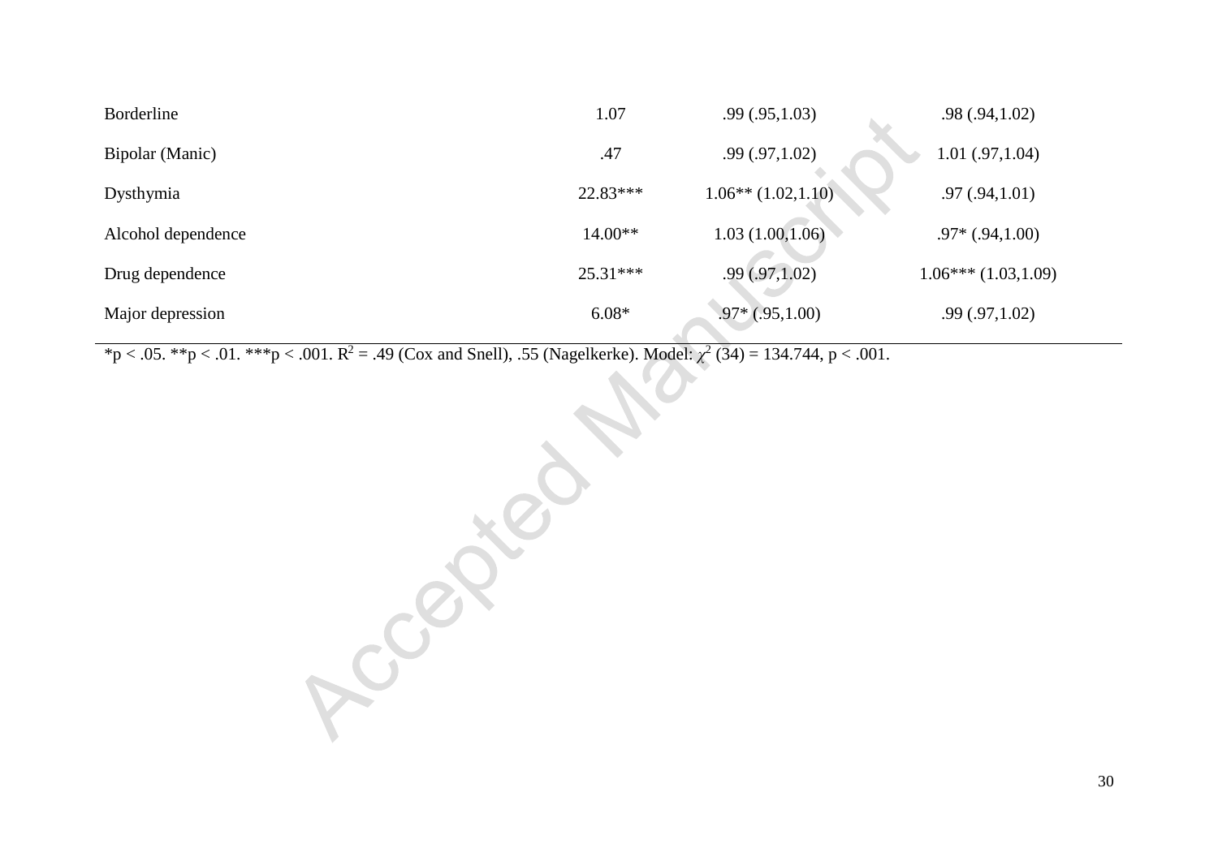| | | | |
|---|---|---|---|
| Borderline | 1.07 | .99 (.95,1.03) | .98 (.94,1.02) |
| Bipolar (Manic) | .47 | .99 (.97,1.02) | 1.01 (.97,1.04) |
| Dysthymia | 22.83*** | 1.06** (1.02,1.10) | .97 (.94,1.01) |
| Alcohol dependence | 14.00** | 1.03 (1.00,1.06) | .97* (.94,1.00) |
| Drug dependence | 25.31*** | .99 (.97,1.02) | 1.06*** (1.03,1.09) |
| Major depression | 6.08* | .97* (.95,1.00) | .99 (.97,1.02) |

*p < .05. **p < .01. ***p < .001. $R^2$ = .49 (Cox and Snell), .55 (Nagelkerke). Model: $\chi^2$ (34) = 134.744, p < .001.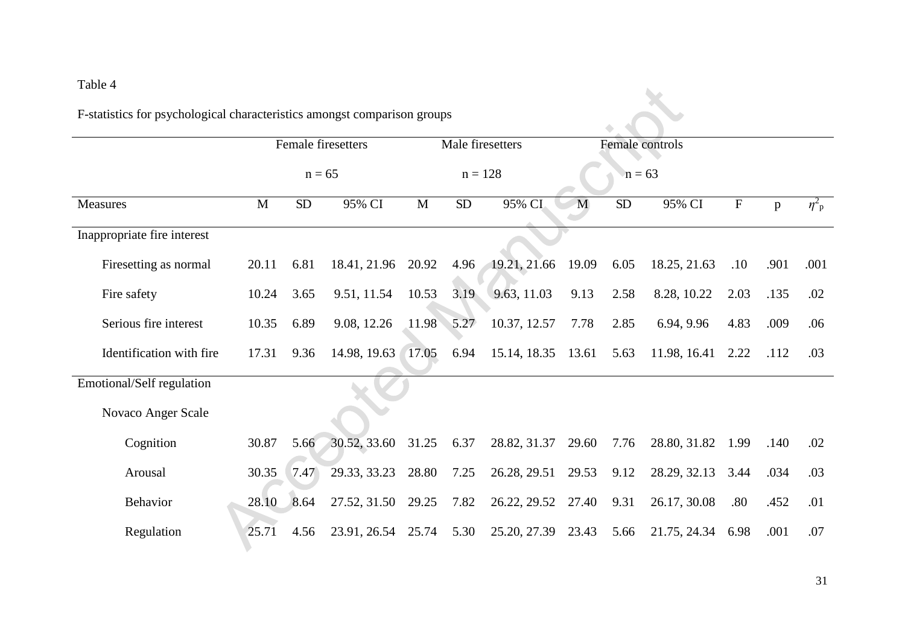Table 4

F-statistics for psychological characteristics amongst comparison groups

| | Female firesetters | | | Male firesetters | | | Female controls | | | | | |
|---|---|---|---|---|---|---|---|---|---|---|---|---|
| | n = 65 | | | n = 128 | | | n = 63 | | | | | |
| Measures | M | SD | 95% CI | M | SD | 95% CI | M | SD | 95% CI | F | p | $\eta^2_p$ |
| Inappropriate fire interest | | | | | | | | | | | | |
| Firesetting as normal | 20.11 | 6.81 | 18.41, 21.96 | 20.92 | 4.96 | 19.21, 21.66 | 19.09 | 6.05 | 18.25, 21.63 | .10 | .901 | .001 |
| Fire safety | 10.24 | 3.65 | 9.51, 11.54 | 10.53 | 3.19 | 9.63, 11.03 | 9.13 | 2.58 | 8.28, 10.22 | 2.03 | .135 | .02 |
| Serious fire interest | 10.35 | 6.89 | 9.08, 12.26 | 11.98 | 5.27 | 10.37, 12.57 | 7.78 | 2.85 | 6.94, 9.96 | 4.83 | .009 | .06 |
| Identification with fire | 17.31 | 9.36 | 14.98, 19.63 | 17.05 | 6.94 | 15.14, 18.35 | 13.61 | 5.63 | 11.98, 16.41 | 2.22 | .112 | .03 |
| Emotional/Self regulation | | | | | | | | | | | | |
| Novaco Anger Scale | | | | | | | | | | | | |
| Cognition | 30.87 | 5.66 | 30.52, 33.60 | 31.25 | 6.37 | 28.82, 31.37 | 29.60 | 7.76 | 28.80, 31.82 | 1.99 | .140 | .02 |
| Arousal | 30.35 | 7.47 | 29.33, 33.23 | 28.80 | 7.25 | 26.28, 29.51 | 29.53 | 9.12 | 28.29, 32.13 | 3.44 | .034 | .03 |
| Behavior | 28.10 | 8.64 | 27.52, 31.50 | 29.25 | 7.82 | 26.22, 29.52 | 27.40 | 9.31 | 26.17, 30.08 | .80 | .452 | .01 |
| Regulation | 25.71 | 4.56 | 23.91, 26.54 | 25.74 | 5.30 | 25.20, 27.39 | 23.43 | 5.66 | 21.75, 24.34 | 6.98 | .001 | .07 |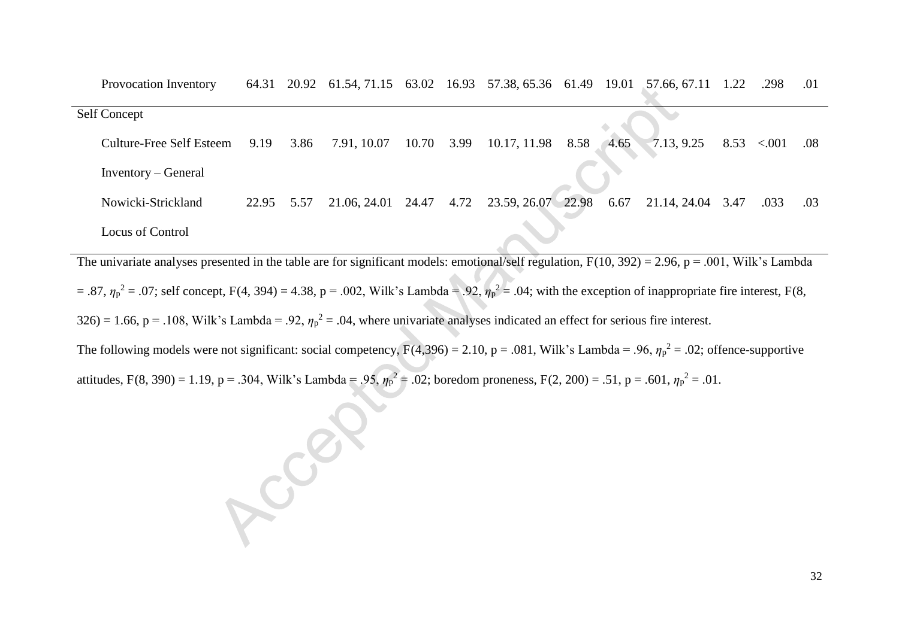| | | | | | | | | | | | | |
|---|---|---|---|---|---|---|---|---|---|---|---|---|
| Provocation Inventory | 64.31 | 20.92 | 61.54, 71.15 | 63.02 | 16.93 | 57.38, 65.36 | 61.49 | 19.01 | 57.66, 67.11 | 1.22 | .298 | .01 |
| Self Concept | | | | | | | | | | | | |
| Culture-Free Self Esteem Inventory – General | 9.19 | 3.86 | 7.91, 10.07 | 10.70 | 3.99 | 10.17, 11.98 | 8.58 | 4.65 | 7.13, 9.25 | 8.53 | <.001 | .08 |
| Nowicki-Strickland Locus of Control | 22.95 | 5.57 | 21.06, 24.01 | 24.47 | 4.72 | 23.59, 26.07 | 22.98 | 6.67 | 21.14, 24.04 | 3.47 | .033 | .03 |

The univariate analyses presented in the table are for significant models: emotional/self regulation, $F(10, 392) = 2.96$, $p = .001$, Wilk's Lambda $= .87$, $\eta_p^2 = .07$; self concept, $F(4, 394) = 4.38$, $p = .002$, Wilk's Lambda $= .92$, $\eta_p^2 = .04$; with the exception of inappropriate fire interest, $F(8, 326) = 1.66$, $p = .108$, Wilk's Lambda $= .92$, $\eta_p^2 = .04$, where univariate analyses indicated an effect for serious fire interest.

The following models were not significant: social competency, $F(4,396) = 2.10$, $p = .081$, Wilk's Lambda $= .96$, $\eta_p^2 = .02$; offence-supportive attitudes, $F(8, 390) = 1.19$, $p = .304$, Wilk's Lambda $= .95$, $\eta_p^2 = .02$; boredom proneness, $F(2, 200) = .51$, $p = .601$, $\eta_p^2 = .01$.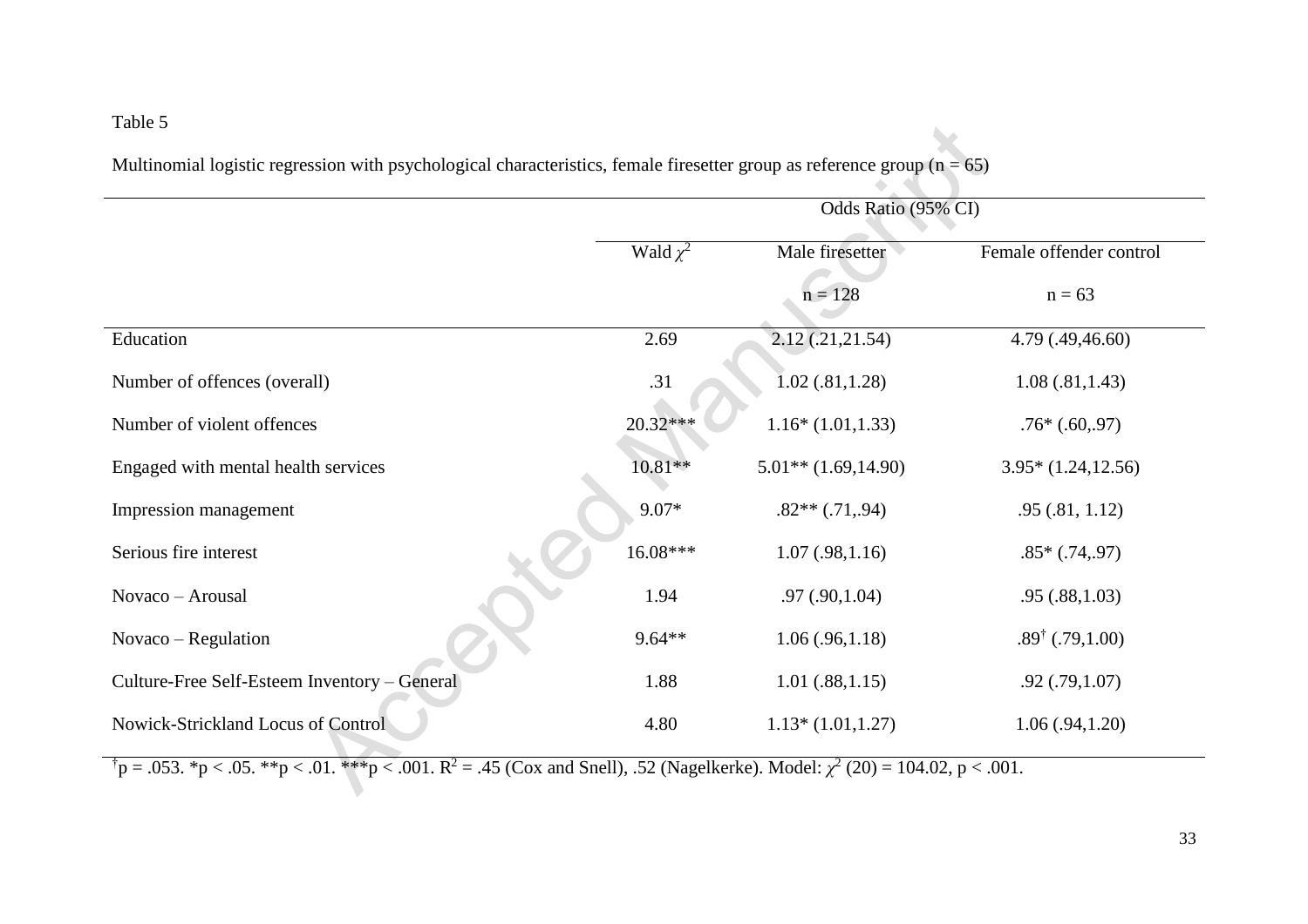Table 5

Multinomial logistic regression with psychological characteristics, female firesetter group as reference group (n = 65)

| | Odds Ratio (95% CI) | | |
|---|---|---|---|
| | Wald $\chi^2$ | Male firesetter n = 128 | Female offender control n = 63 |
| Education | 2.69 | 2.12 (.21,21.54) | 4.79 (.49,46.60) |
| Number of offences (overall) | .31 | 1.02 (.81,1.28) | 1.08 (.81,1.43) |
| Number of violent offences | 20.32*** | 1.16* (1.01,1.33) | .76* (.60,.97) |
| Engaged with mental health services | 10.81** | 5.01** (1.69,14.90) | 3.95* (1.24,12.56) |
| Impression management | 9.07* | .82** (.71,.94) | .95 (.81, 1.12) |
| Serious fire interest | 16.08*** | 1.07 (.98,1.16) | .85* (.74,.97) |
| Novaco – Arousal | 1.94 | .97 (.90,1.04) | .95 (.88,1.03) |
| Novaco – Regulation | 9.64** | 1.06 (.96,1.18) | .89† (.79,1.00) |
| Culture-Free Self-Esteem Inventory – General | 1.88 | 1.01 (.88,1.15) | .92 (.79,1.07) |
| Nowick-Strickland Locus of Control | 4.80 | 1.13* (1.01,1.27) | 1.06 (.94,1.20) |

†p = .053. *p < .05. **p < .01. ***p < .001. $R^2$ = .45 (Cox and Snell), .52 (Nagelkerke). Model: $\chi^2$ (20) = 104.02, p < .001.